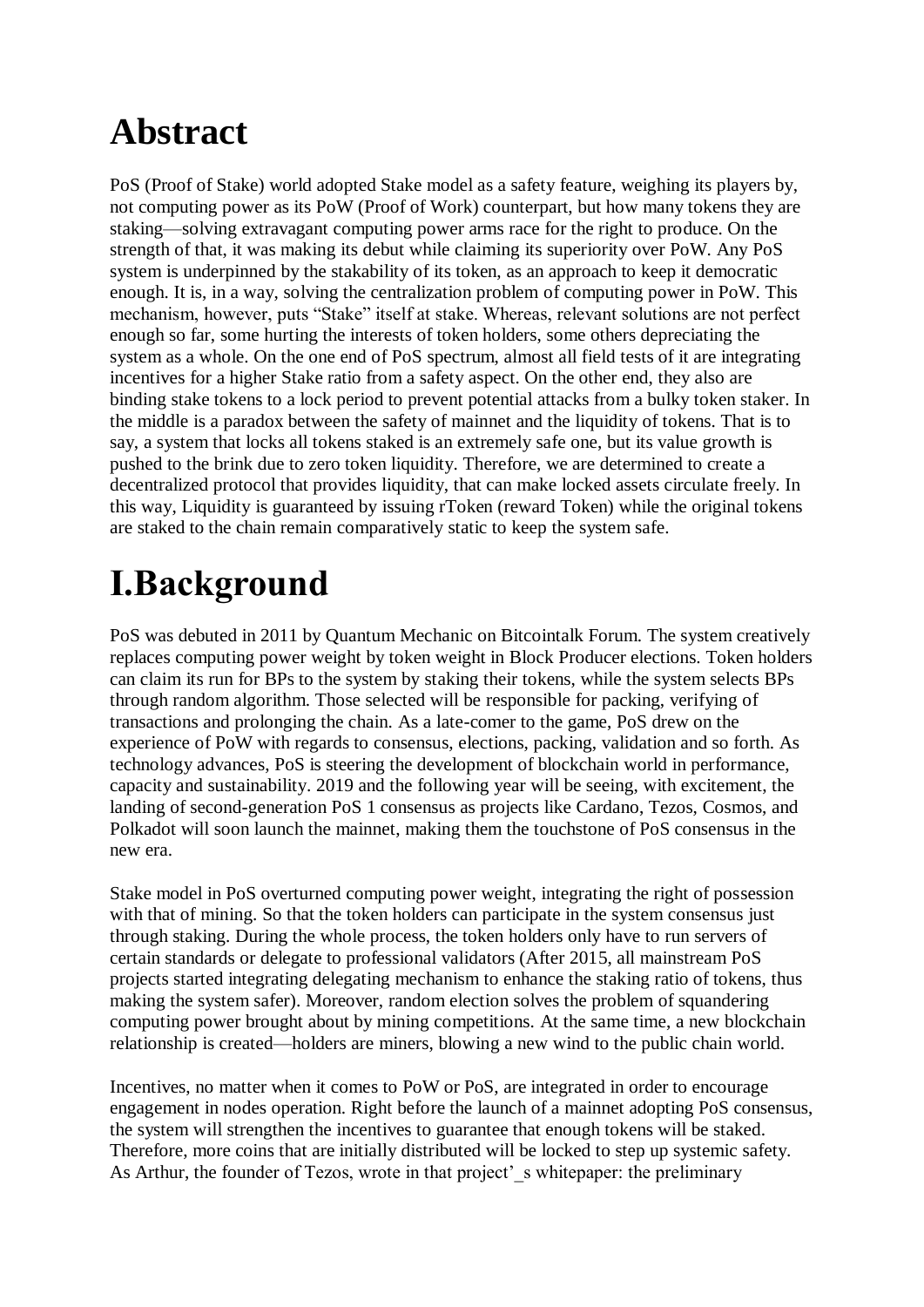# Abstract

PoS (Proof of Stake) world adopted Stake model as a safety feature, weighing its players by, not computing power as its PoW (Proof of Work) counterpart, but how many tokens they are staking—solving extravagant computing power arms race for the right to produce. On the strength of that, it was making its debut while claiming its superiority over PoW. Any PoS system is underpinned by the stakability of its token, as an approach to keep it democratic enough. It is, in a way, solving the centralization problem of computing power in PoW. This mechanism, however, puts "Stake" itself at stake. Whereas, relevant solutions are not perfect enough so far, some hurting the interests of token holders, some others depreciating the system as a whole. On the one end of PoS spectrum, almost all field tests of it are integrating incentives for a higher Stake ratio from a safety aspect. On the other end, they also are binding stake tokens to a lock period to prevent potential attacks from a bulky token staker. In the middle is a paradox between the safety of mainnet and the liquidity of tokens. That is to say, a system that locks all tokens staked is an extremely safe one, but its value growth is pushed to the brink due to zero token liquidity. Therefore, we are determined to create a decentralized protocol that provides liquidity, that can make locked assets circulate freely. In this way, Liquidity is guaranteed by issuing rToken (reward Token) while the original tokens are staked to the chain remain comparatively static to keep the system safe.

# I.Background

PoS was debuted in 2011 by Quantum Mechanic on Bitcointalk Forum. The system creatively replaces computing power weight by token weight in Block Producer elections. Token holders can claim its run for BPs to the system by staking their tokens, while the system selects BPs through random algorithm. Those selected will be responsible for packing, verifying of transactions and prolonging the chain. As a late-comer to the game, PoS drew on the experience of PoW with regards to consensus, elections, packing, validation and so forth. As technology advances, PoS is steering the development of blockchain world in performance, capacity and sustainability. 2019 and the following year will be seeing, with excitement, the landing of second-generation PoS 1 consensus as projects like Cardano, Tezos, Cosmos, and Polkadot will soon launch the mainnet, making them the touchstone of PoS consensus in the new era.

Stake model in PoS overturned computing power weight, integrating the right of possession with that of mining. So that the token holders can participate in the system consensus just through staking. During the whole process, the token holders only have to run servers of certain standards or delegate to professional validators (After 2015, all mainstream PoS projects started integrating delegating mechanism to enhance the staking ratio of tokens, thus making the system safer). Moreover, random election solves the problem of squandering computing power brought about by mining competitions. At the same time, a new blockchain relationship is created—holders are miners, blowing a new wind to the public chain world.

Incentives, no matter when it comes to PoW or PoS, are integrated in order to encourage engagement in nodes operation. Right before the launch of a mainnet adopting PoS consensus, the system will strengthen the incentives to guarantee that enough tokens will be staked. Therefore, more coins that are initially distributed will be locked to step up systemic safety. As Arthur, the founder of Tezos, wrote in that project'_s whitepaper: the preliminary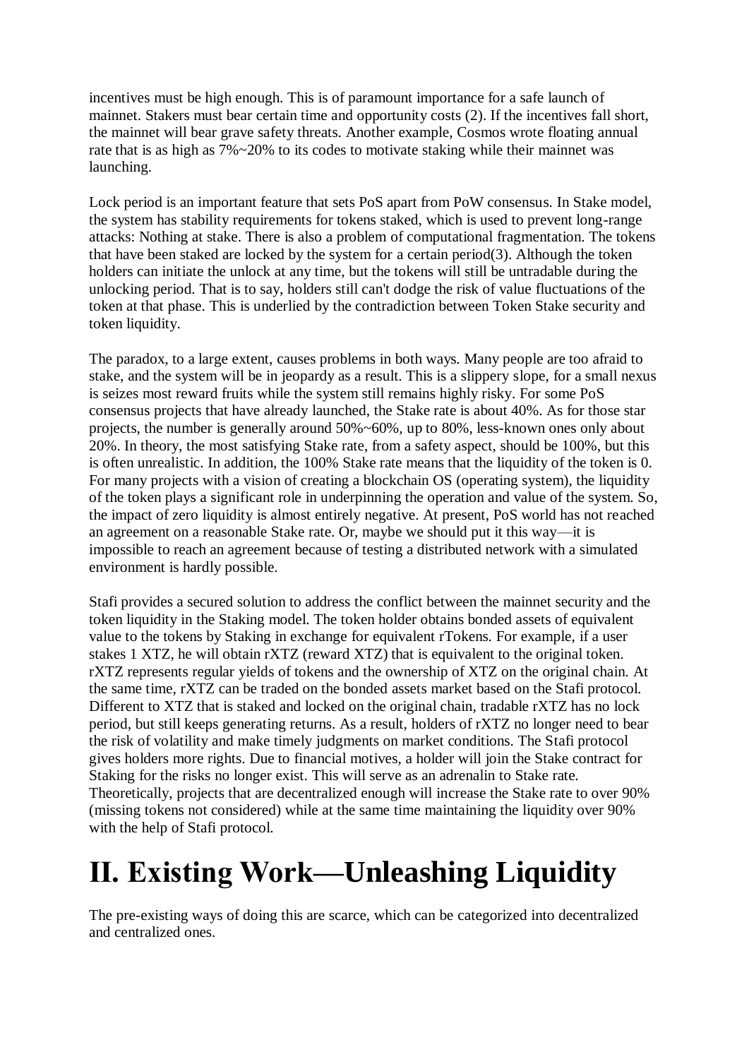incentives must be high enough. This is of paramount importance for a safe launch of mainnet. Stakers must bear certain time and opportunity costs (2). If the incentives fall short, the mainnet will bear grave safety threats. Another example, Cosmos wrote floating annual rate that is as high as 7%~20% to its codes to motivate staking while their mainnet was launching.

Lock period is an important feature that sets PoS apart from PoW consensus. In Stake model, the system has stability requirements for tokens staked, which is used to prevent long-range attacks: Nothing at stake. There is also a problem of computational fragmentation. The tokens that have been staked are locked by the system for a certain period(3). Although the token holders can initiate the unlock at any time, but the tokens will still be untradable during the unlocking period. That is to say, holders still can't dodge the risk of value fluctuations of the token at that phase. This is underlied by the contradiction between Token Stake security and token liquidity.

The paradox, to a large extent, causes problems in both ways. Many people are too afraid to stake, and the system will be in jeopardy as a result. This is a slippery slope, for a small nexus is seizes most reward fruits while the system still remains highly risky. For some PoS consensus projects that have already launched, the Stake rate is about 40%. As for those star projects, the number is generally around 50%~60%, up to 80%, less-known ones only about 20%. In theory, the most satisfying Stake rate, from a safety aspect, should be 100%, but this is often unrealistic. In addition, the 100% Stake rate means that the liquidity of the token is 0. For many projects with a vision of creating a blockchain OS (operating system), the liquidity of the token plays a significant role in underpinning the operation and value of the system. So, the impact of zero liquidity is almost entirely negative. At present, PoS world has not reached an agreement on a reasonable Stake rate. Or, maybe we should put it this way—it is impossible to reach an agreement because of testing a distributed network with a simulated environment is hardly possible.

Stafi provides a secured solution to address the conflict between the mainnet security and the token liquidity in the Staking model. The token holder obtains bonded assets of equivalent value to the tokens by Staking in exchange for equivalent rTokens. For example, if a user stakes 1 XTZ, he will obtain rXTZ (reward XTZ) that is equivalent to the original token. rXTZ represents regular yields of tokens and the ownership of XTZ on the original chain. At the same time, rXTZ can be traded on the bonded assets market based on the Stafi protocol. Different to XTZ that is staked and locked on the original chain, tradable rXTZ has no lock period, but still keeps generating returns. As a result, holders of rXTZ no longer need to bear the risk of volatility and make timely judgments on market conditions. The Stafi protocol gives holders more rights. Due to financial motives, a holder will join the Stake contract for Staking for the risks no longer exist. This will serve as an adrenalin to Stake rate. Theoretically, projects that are decentralized enough will increase the Stake rate to over 90% (missing tokens not considered) while at the same time maintaining the liquidity over 90% with the help of Stafi protocol.

# II. Existing Work—Unleashing Liquidity

The pre-existing ways of doing this are scarce, which can be categorized into decentralized and centralized ones.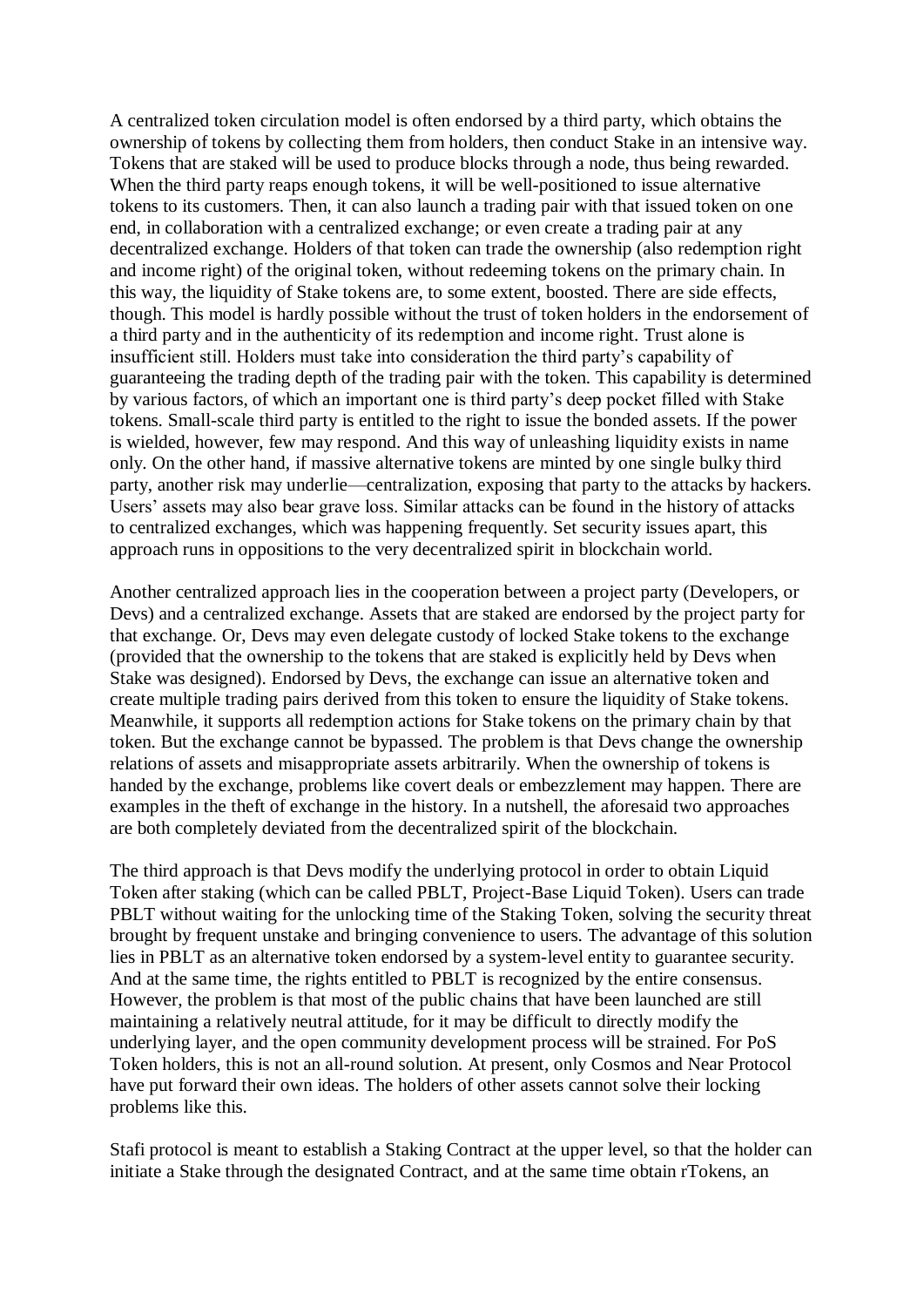A centralized token circulation model is often endorsed by a third party, which obtains the ownership of tokens by collecting them from holders, then conduct Stake in an intensive way. Tokens that are staked will be used to produce blocks through a node, thus being rewarded. When the third party reaps enough tokens, it will be well-positioned to issue alternative tokens to its customers. Then, it can also launch a trading pair with that issued token on one end, in collaboration with a centralized exchange; or even create a trading pair at any decentralized exchange. Holders of that token can trade the ownership (also redemption right and income right) of the original token, without redeeming tokens on the primary chain. In this way, the liquidity of Stake tokens are, to some extent, boosted. There are side effects, though. This model is hardly possible without the trust of token holders in the endorsement of a third party and in the authenticity of its redemption and income right. Trust alone is insufficient still. Holders must take into consideration the third party's capability of guaranteeing the trading depth of the trading pair with the token. This capability is determined by various factors, of which an important one is third party's deep pocket filled with Stake tokens. Small-scale third party is entitled to the right to issue the bonded assets. If the power is wielded, however, few may respond. And this way of unleashing liquidity exists in name only. On the other hand, if massive alternative tokens are minted by one single bulky third party, another risk may underlie—centralization, exposing that party to the attacks by hackers. Users' assets may also bear grave loss. Similar attacks can be found in the history of attacks to centralized exchanges, which was happening frequently. Set security issues apart, this approach runs in oppositions to the very decentralized spirit in blockchain world.

Another centralized approach lies in the cooperation between a project party (Developers, or Devs) and a centralized exchange. Assets that are staked are endorsed by the project party for that exchange. Or, Devs may even delegate custody of locked Stake tokens to the exchange (provided that the ownership to the tokens that are staked is explicitly held by Devs when Stake was designed). Endorsed by Devs, the exchange can issue an alternative token and create multiple trading pairs derived from this token to ensure the liquidity of Stake tokens. Meanwhile, it supports all redemption actions for Stake tokens on the primary chain by that token. But the exchange cannot be bypassed. The problem is that Devs change the ownership relations of assets and misappropriate assets arbitrarily. When the ownership of tokens is handed by the exchange, problems like covert deals or embezzlement may happen. There are examples in the theft of exchange in the history. In a nutshell, the aforesaid two approaches are both completely deviated from the decentralized spirit of the blockchain.

The third approach is that Devs modify the underlying protocol in order to obtain Liquid Token after staking (which can be called PBLT, Project-Base Liquid Token). Users can trade PBLT without waiting for the unlocking time of the Staking Token, solving the security threat brought by frequent unstake and bringing convenience to users. The advantage of this solution lies in PBLT as an alternative token endorsed by a system-level entity to guarantee security. And at the same time, the rights entitled to PBLT is recognized by the entire consensus. However, the problem is that most of the public chains that have been launched are still maintaining a relatively neutral attitude, for it may be difficult to directly modify the underlying layer, and the open community development process will be strained. For PoS Token holders, this is not an all-round solution. At present, only Cosmos and Near Protocol have put forward their own ideas. The holders of other assets cannot solve their locking problems like this.

Stafi protocol is meant to establish a Staking Contract at the upper level, so that the holder can initiate a Stake through the designated Contract, and at the same time obtain rTokens, an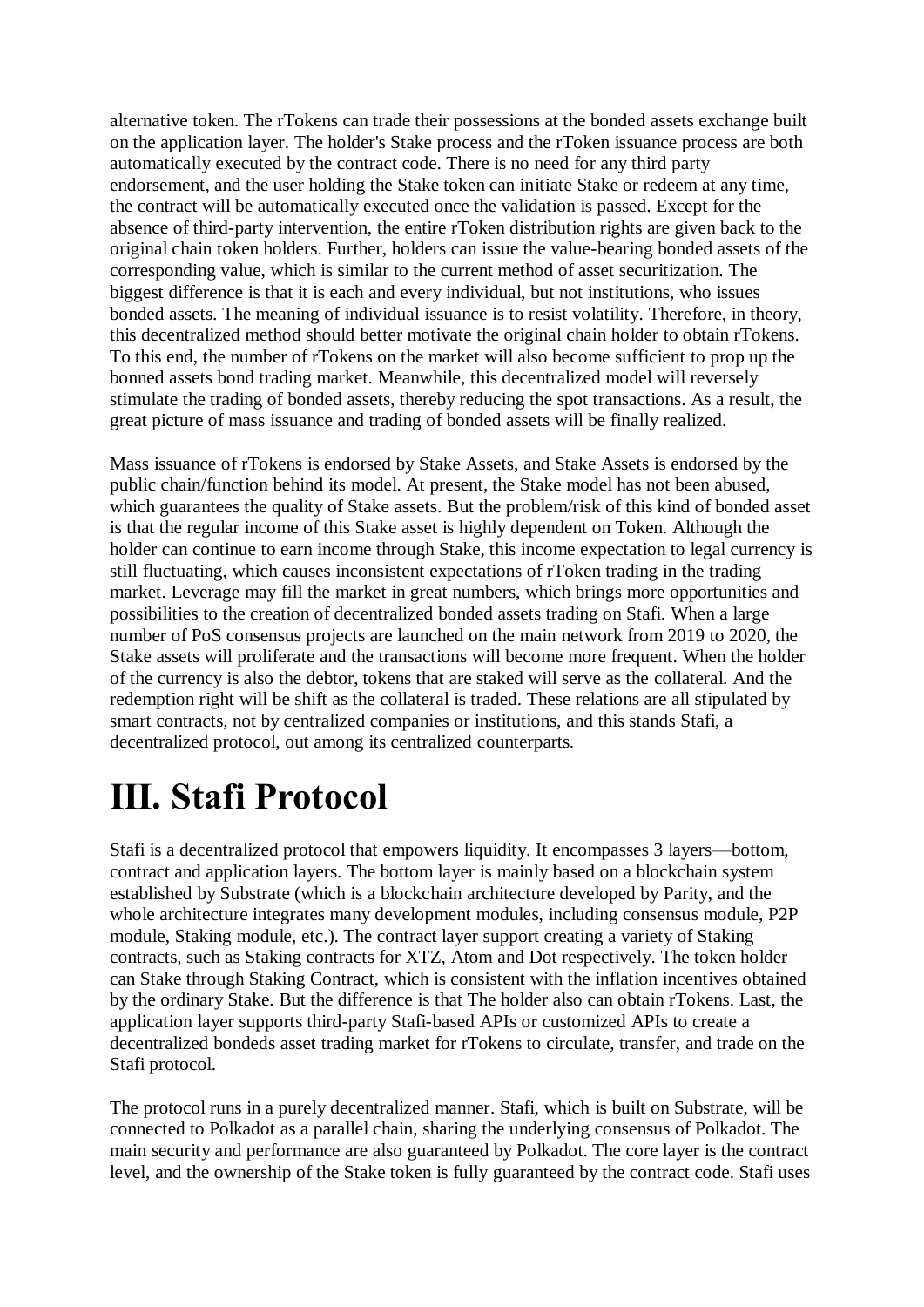alternative token. The rTokens can trade their possessions at the bonded assets exchange built on the application layer. The holder's Stake process and the rToken issuance process are both automatically executed by the contract code. There is no need for any third party endorsement, and the user holding the Stake token can initiate Stake or redeem at any time, the contract will be automatically executed once the validation is passed. Except for the absence of third-party intervention, the entire rToken distribution rights are given back to the original chain token holders. Further, holders can issue the value-bearing bonded assets of the corresponding value, which is similar to the current method of asset securitization. The biggest difference is that it is each and every individual, but not institutions, who issues bonded assets. The meaning of individual issuance is to resist volatility. Therefore, in theory, this decentralized method should better motivate the original chain holder to obtain rTokens. To this end, the number of rTokens on the market will also become sufficient to prop up the bonned assets bond trading market. Meanwhile, this decentralized model will reversely stimulate the trading of bonded assets, thereby reducing the spot transactions. As a result, the great picture of mass issuance and trading of bonded assets will be finally realized.

Mass issuance of rTokens is endorsed by Stake Assets, and Stake Assets is endorsed by the public chain/function behind its model. At present, the Stake model has not been abused, which guarantees the quality of Stake assets. But the problem/risk of this kind of bonded asset is that the regular income of this Stake asset is highly dependent on Token. Although the holder can continue to earn income through Stake, this income expectation to legal currency is still fluctuating, which causes inconsistent expectations of rToken trading in the trading market. Leverage may fill the market in great numbers, which brings more opportunities and possibilities to the creation of decentralized bonded assets trading on Stafi. When a large number of PoS consensus projects are launched on the main network from 2019 to 2020, the Stake assets will proliferate and the transactions will become more frequent. When the holder of the currency is also the debtor, tokens that are staked will serve as the collateral. And the redemption right will be shift as the collateral is traded. These relations are all stipulated by smart contracts, not by centralized companies or institutions, and this stands Stafi, a decentralized protocol, out among its centralized counterparts.

# III. Stafi Protocol

Stafi is a decentralized protocol that empowers liquidity. It encompasses 3 layers—bottom, contract and application layers. The bottom layer is mainly based on a blockchain system established by Substrate (which is a blockchain architecture developed by Parity, and the whole architecture integrates many development modules, including consensus module, P2P module, Staking module, etc.). The contract layer support creating a variety of Staking contracts, such as Staking contracts for XTZ, Atom and Dot respectively. The token holder can Stake through Staking Contract, which is consistent with the inflation incentives obtained by the ordinary Stake. But the difference is that The holder also can obtain rTokens. Last, the application layer supports third-party Stafi-based APIs or customized APIs to create a decentralized bondeds asset trading market for rTokens to circulate, transfer, and trade on the Stafi protocol.

The protocol runs in a purely decentralized manner. Stafi, which is built on Substrate, will be connected to Polkadot as a parallel chain, sharing the underlying consensus of Polkadot. The main security and performance are also guaranteed by Polkadot. The core layer is the contract level, and the ownership of the Stake token is fully guaranteed by the contract code. Stafi uses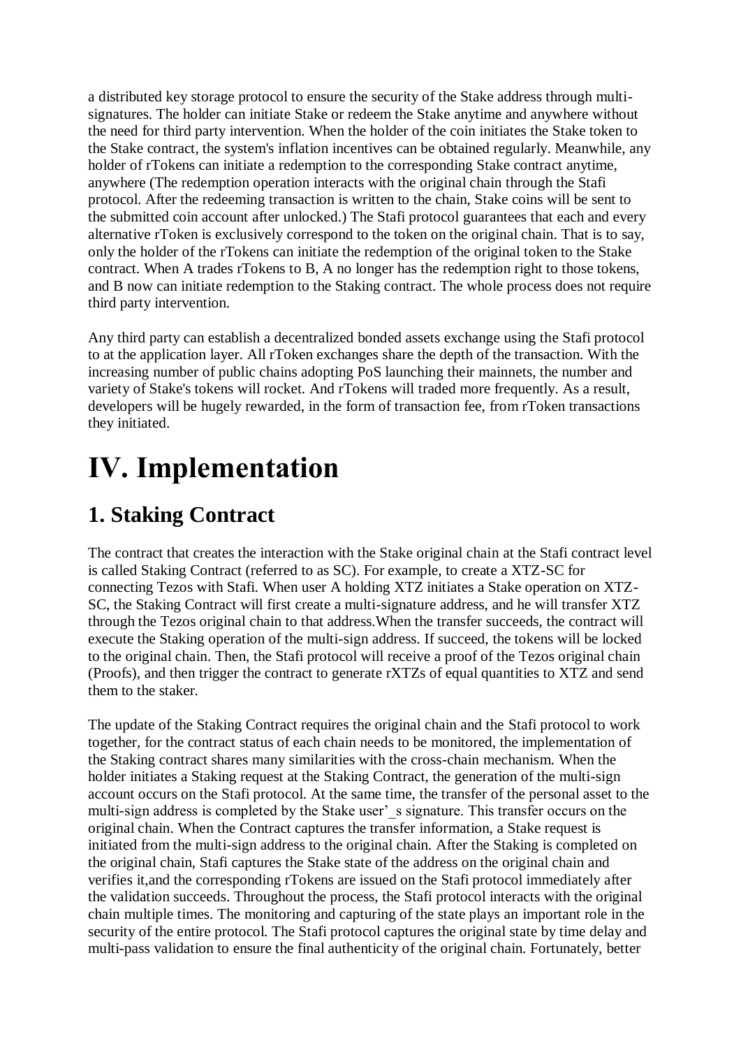a distributed key storage protocol to ensure the security of the Stake address through multi-signatures. The holder can initiate Stake or redeem the Stake anytime and anywhere without the need for third party intervention. When the holder of the coin initiates the Stake token to the Stake contract, the system's inflation incentives can be obtained regularly. Meanwhile, any holder of rTokens can initiate a redemption to the corresponding Stake contract anytime, anywhere (The redemption operation interacts with the original chain through the Stafi protocol. After the redeeming transaction is written to the chain, Stake coins will be sent to the submitted coin account after unlocked.) The Stafi protocol guarantees that each and every alternative rToken is exclusively correspond to the token on the original chain. That is to say, only the holder of the rTokens can initiate the redemption of the original token to the Stake contract. When A trades rTokens to B, A no longer has the redemption right to those tokens, and B now can initiate redemption to the Staking contract. The whole process does not require third party intervention.

Any third party can establish a decentralized bonded assets exchange using the Stafi protocol to at the application layer. All rToken exchanges share the depth of the transaction. With the increasing number of public chains adopting PoS launching their mainnets, the number and variety of Stake's tokens will rocket. And rTokens will traded more frequently. As a result, developers will be hugely rewarded, in the form of transaction fee, from rToken transactions they initiated.

# IV. Implementation

## 1. Staking Contract

The contract that creates the interaction with the Stake original chain at the Stafi contract level is called Staking Contract (referred to as SC). For example, to create a XTZ-SC for connecting Tezos with Stafi. When user A holding XTZ initiates a Stake operation on XTZ-SC, the Staking Contract will first create a multi-signature address, and he will transfer XTZ through the Tezos original chain to that address.When the transfer succeeds, the contract will execute the Staking operation of the multi-sign address. If succeed, the tokens will be locked to the original chain. Then, the Stafi protocol will receive a proof of the Tezos original chain (Proofs), and then trigger the contract to generate rXTZs of equal quantities to XTZ and send them to the staker.

The update of the Staking Contract requires the original chain and the Stafi protocol to work together, for the contract status of each chain needs to be monitored, the implementation of the Staking contract shares many similarities with the cross-chain mechanism. When the holder initiates a Staking request at the Staking Contract, the generation of the multi-sign account occurs on the Stafi protocol. At the same time, the transfer of the personal asset to the multi-sign address is completed by the Stake user'_s signature. This transfer occurs on the original chain. When the Contract captures the transfer information, a Stake request is initiated from the multi-sign address to the original chain. After the Staking is completed on the original chain, Stafi captures the Stake state of the address on the original chain and verifies it,and the corresponding rTokens are issued on the Stafi protocol immediately after the validation succeeds. Throughout the process, the Stafi protocol interacts with the original chain multiple times. The monitoring and capturing of the state plays an important role in the security of the entire protocol. The Stafi protocol captures the original state by time delay and multi-pass validation to ensure the final authenticity of the original chain. Fortunately, better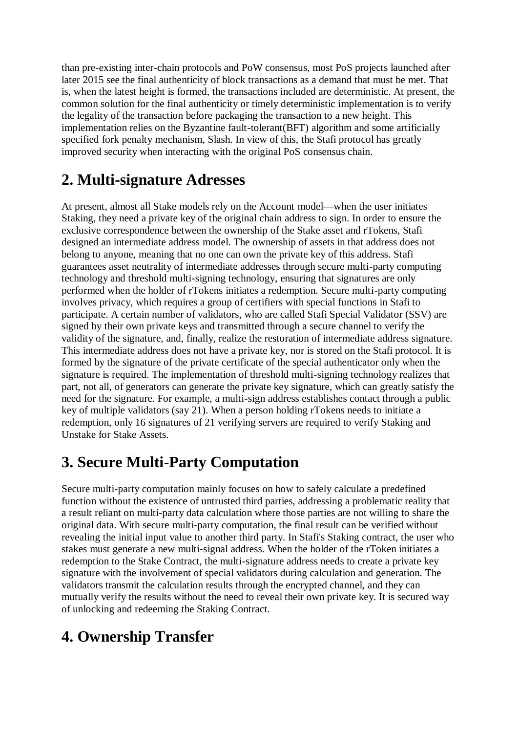than pre-existing inter-chain protocols and PoW consensus, most PoS projects launched after later 2015 see the final authenticity of block transactions as a demand that must be met. That is, when the latest height is formed, the transactions included are deterministic. At present, the common solution for the final authenticity or timely deterministic implementation is to verify the legality of the transaction before packaging the transaction to a new height. This implementation relies on the Byzantine fault-tolerant(BFT) algorithm and some artificially specified fork penalty mechanism, Slash. In view of this, the Stafi protocol has greatly improved security when interacting with the original PoS consensus chain.

## 2. Multi-signature Adresses

At present, almost all Stake models rely on the Account model—when the user initiates Staking, they need a private key of the original chain address to sign. In order to ensure the exclusive correspondence between the ownership of the Stake asset and rTokens, Stafi designed an intermediate address model. The ownership of assets in that address does not belong to anyone, meaning that no one can own the private key of this address. Stafi guarantees asset neutrality of intermediate addresses through secure multi-party computing technology and threshold multi-signing technology, ensuring that signatures are only performed when the holder of rTokens initiates a redemption. Secure multi-party computing involves privacy, which requires a group of certifiers with special functions in Stafi to participate. A certain number of validators, who are called Stafi Special Validator (SSV) are signed by their own private keys and transmitted through a secure channel to verify the validity of the signature, and, finally, realize the restoration of intermediate address signature. This intermediate address does not have a private key, nor is stored on the Stafi protocol. It is formed by the signature of the private certificate of the special authenticator only when the signature is required. The implementation of threshold multi-signing technology realizes that part, not all, of generators can generate the private key signature, which can greatly satisfy the need for the signature. For example, a multi-sign address establishes contact through a public key of multiple validators (say 21). When a person holding rTokens needs to initiate a redemption, only 16 signatures of 21 verifying servers are required to verify Staking and Unstake for Stake Assets.

## 3. Secure Multi-Party Computation

Secure multi-party computation mainly focuses on how to safely calculate a predefined function without the existence of untrusted third parties, addressing a problematic reality that a result reliant on multi-party data calculation where those parties are not willing to share the original data. With secure multi-party computation, the final result can be verified without revealing the initial input value to another third party. In Stafi's Staking contract, the user who stakes must generate a new multi-signal address. When the holder of the rToken initiates a redemption to the Stake Contract, the multi-signature address needs to create a private key signature with the involvement of special validators during calculation and generation. The validators transmit the calculation results through the encrypted channel, and they can mutually verify the results without the need to reveal their own private key. It is secured way of unlocking and redeeming the Staking Contract.

## 4. Ownership Transfer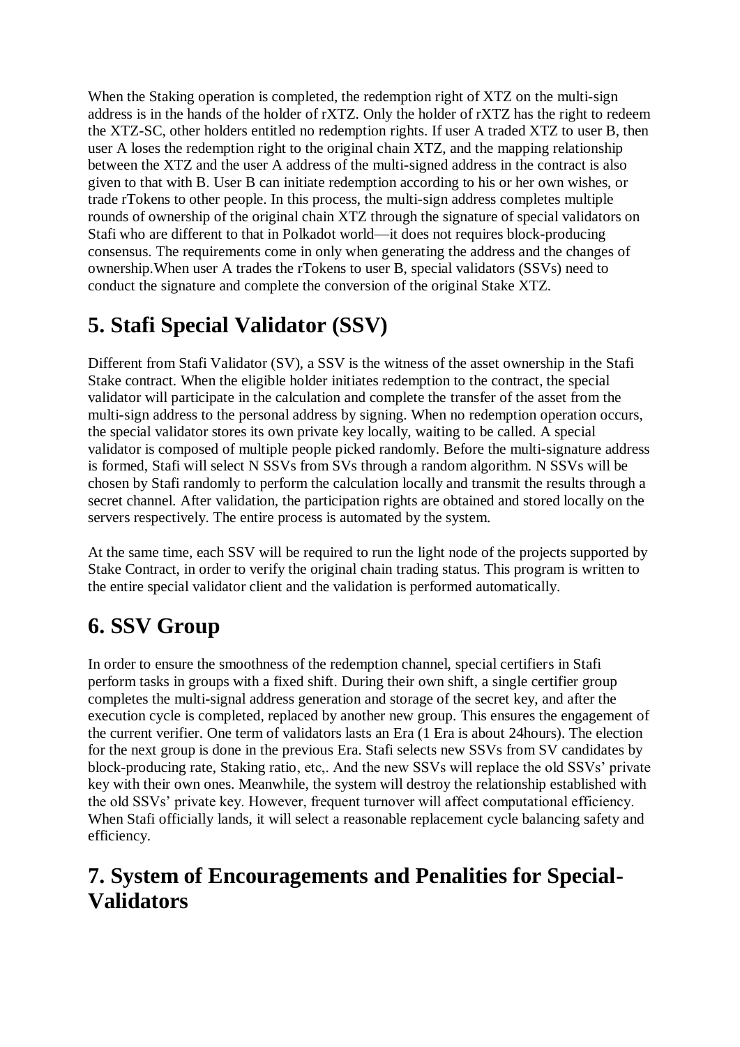When the Staking operation is completed, the redemption right of XTZ on the multi-sign address is in the hands of the holder of rXTZ. Only the holder of rXTZ has the right to redeem the XTZ-SC, other holders entitled no redemption rights. If user A traded XTZ to user B, then user A loses the redemption right to the original chain XTZ, and the mapping relationship between the XTZ and the user A address of the multi-signed address in the contract is also given to that with B. User B can initiate redemption according to his or her own wishes, or trade rTokens to other people. In this process, the multi-sign address completes multiple rounds of ownership of the original chain XTZ through the signature of special validators on Stafi who are different to that in Polkadot world—it does not requires block-producing consensus. The requirements come in only when generating the address and the changes of ownership.When user A trades the rTokens to user B, special validators (SSVs) need to conduct the signature and complete the conversion of the original Stake XTZ.

## 5. Stafi Special Validator (SSV)

Different from Stafi Validator (SV), a SSV is the witness of the asset ownership in the Stafi Stake contract. When the eligible holder initiates redemption to the contract, the special validator will participate in the calculation and complete the transfer of the asset from the multi-sign address to the personal address by signing. When no redemption operation occurs, the special validator stores its own private key locally, waiting to be called. A special validator is composed of multiple people picked randomly. Before the multi-signature address is formed, Stafi will select N SSVs from SVs through a random algorithm. N SSVs will be chosen by Stafi randomly to perform the calculation locally and transmit the results through a secret channel. After validation, the participation rights are obtained and stored locally on the servers respectively. The entire process is automated by the system.

At the same time, each SSV will be required to run the light node of the projects supported by Stake Contract, in order to verify the original chain trading status. This program is written to the entire special validator client and the validation is performed automatically.

## 6. SSV Group

In order to ensure the smoothness of the redemption channel, special certifiers in Stafi perform tasks in groups with a fixed shift. During their own shift, a single certifier group completes the multi-signal address generation and storage of the secret key, and after the execution cycle is completed, replaced by another new group. This ensures the engagement of the current verifier. One term of validators lasts an Era (1 Era is about 24hours). The election for the next group is done in the previous Era. Stafi selects new SSVs from SV candidates by block-producing rate, Staking ratio, etc,. And the new SSVs will replace the old SSVs' private key with their own ones. Meanwhile, the system will destroy the relationship established with the old SSVs' private key. However, frequent turnover will affect computational efficiency. When Stafi officially lands, it will select a reasonable replacement cycle balancing safety and efficiency.

## 7. System of Encouragements and Penalities for Special-Validators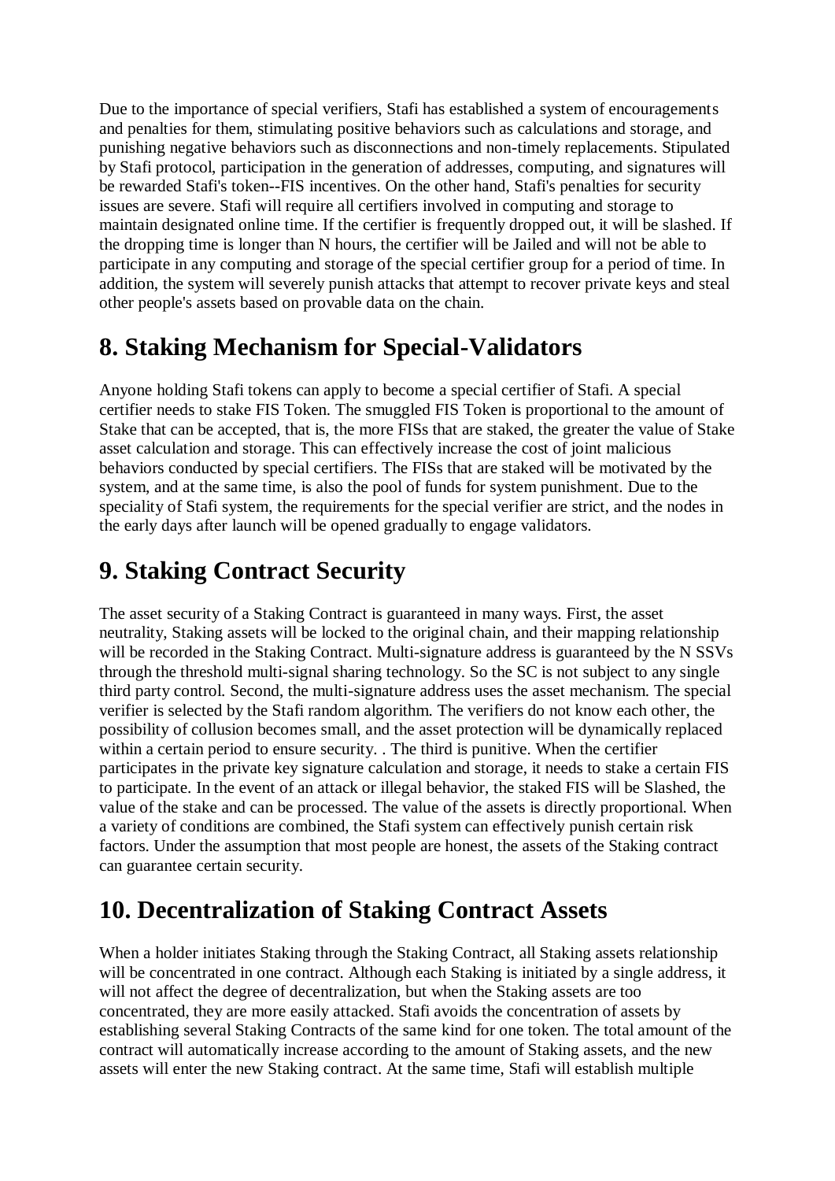Due to the importance of special verifiers, Stafi has established a system of encouragements and penalties for them, stimulating positive behaviors such as calculations and storage, and punishing negative behaviors such as disconnections and non-timely replacements. Stipulated by Stafi protocol, participation in the generation of addresses, computing, and signatures will be rewarded Stafi's token--FIS incentives. On the other hand, Stafi's penalties for security issues are severe. Stafi will require all certifiers involved in computing and storage to maintain designated online time. If the certifier is frequently dropped out, it will be slashed. If the dropping time is longer than N hours, the certifier will be Jailed and will not be able to participate in any computing and storage of the special certifier group for a period of time. In addition, the system will severely punish attacks that attempt to recover private keys and steal other people's assets based on provable data on the chain.

## 8. Staking Mechanism for Special-Validators

Anyone holding Stafi tokens can apply to become a special certifier of Stafi. A special certifier needs to stake FIS Token. The smuggled FIS Token is proportional to the amount of Stake that can be accepted, that is, the more FISs that are staked, the greater the value of Stake asset calculation and storage. This can effectively increase the cost of joint malicious behaviors conducted by special certifiers. The FISs that are staked will be motivated by the system, and at the same time, is also the pool of funds for system punishment. Due to the speciality of Stafi system, the requirements for the special verifier are strict, and the nodes in the early days after launch will be opened gradually to engage validators.

## 9. Staking Contract Security

The asset security of a Staking Contract is guaranteed in many ways. First, the asset neutrality, Staking assets will be locked to the original chain, and their mapping relationship will be recorded in the Staking Contract. Multi-signature address is guaranteed by the N SSVs through the threshold multi-signal sharing technology. So the SC is not subject to any single third party control. Second, the multi-signature address uses the asset mechanism. The special verifier is selected by the Stafi random algorithm. The verifiers do not know each other, the possibility of collusion becomes small, and the asset protection will be dynamically replaced within a certain period to ensure security. . The third is punitive. When the certifier participates in the private key signature calculation and storage, it needs to stake a certain FIS to participate. In the event of an attack or illegal behavior, the staked FIS will be Slashed, the value of the stake and can be processed. The value of the assets is directly proportional. When a variety of conditions are combined, the Stafi system can effectively punish certain risk factors. Under the assumption that most people are honest, the assets of the Staking contract can guarantee certain security.

## 10. Decentralization of Staking Contract Assets

When a holder initiates Staking through the Staking Contract, all Staking assets relationship will be concentrated in one contract. Although each Staking is initiated by a single address, it will not affect the degree of decentralization, but when the Staking assets are too concentrated, they are more easily attacked. Stafi avoids the concentration of assets by establishing several Staking Contracts of the same kind for one token. The total amount of the contract will automatically increase according to the amount of Staking assets, and the new assets will enter the new Staking contract. At the same time, Stafi will establish multiple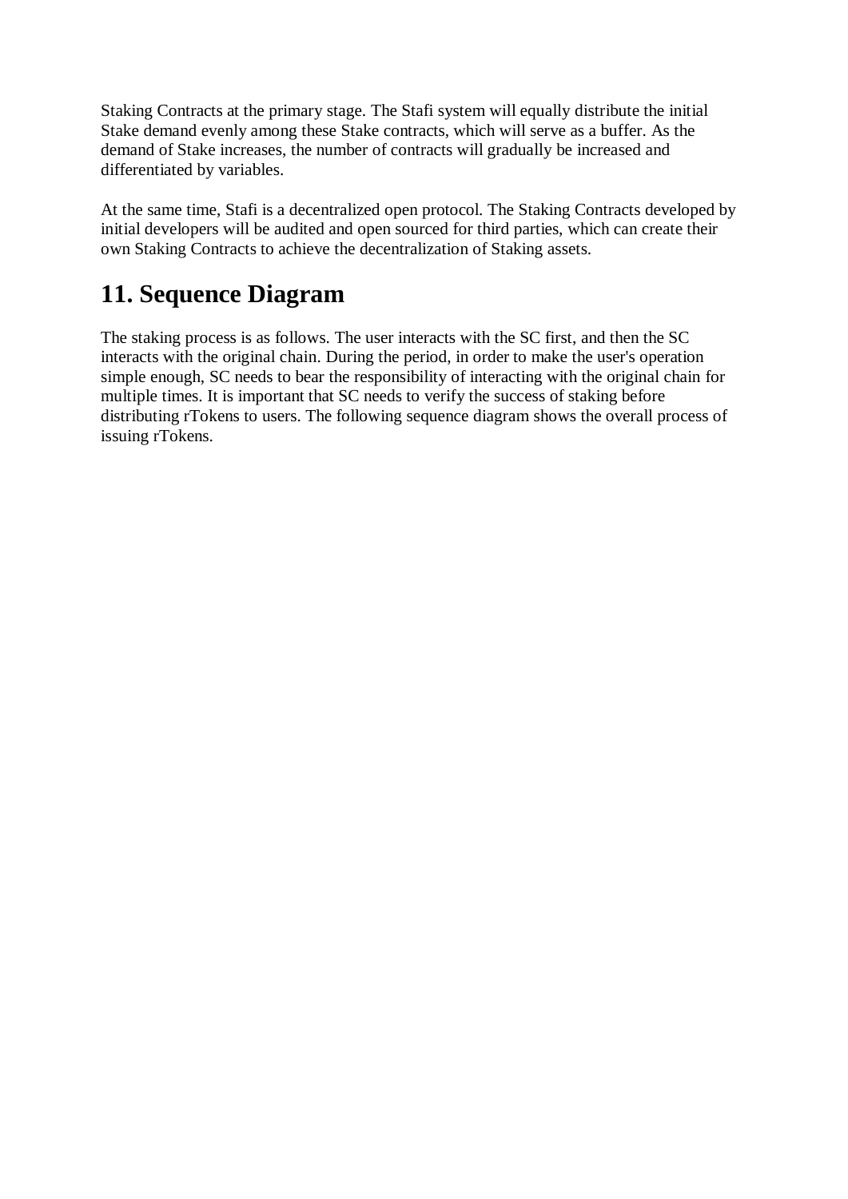Staking Contracts at the primary stage. The Stafi system will equally distribute the initial Stake demand evenly among these Stake contracts, which will serve as a buffer. As the demand of Stake increases, the number of contracts will gradually be increased and differentiated by variables.

At the same time, Stafi is a decentralized open protocol. The Staking Contracts developed by initial developers will be audited and open sourced for third parties, which can create their own Staking Contracts to achieve the decentralization of Staking assets.

## 11. Sequence Diagram

The staking process is as follows. The user interacts with the SC first, and then the SC interacts with the original chain. During the period, in order to make the user's operation simple enough, SC needs to bear the responsibility of interacting with the original chain for multiple times. It is important that SC needs to verify the success of staking before distributing rTokens to users. The following sequence diagram shows the overall process of issuing rTokens.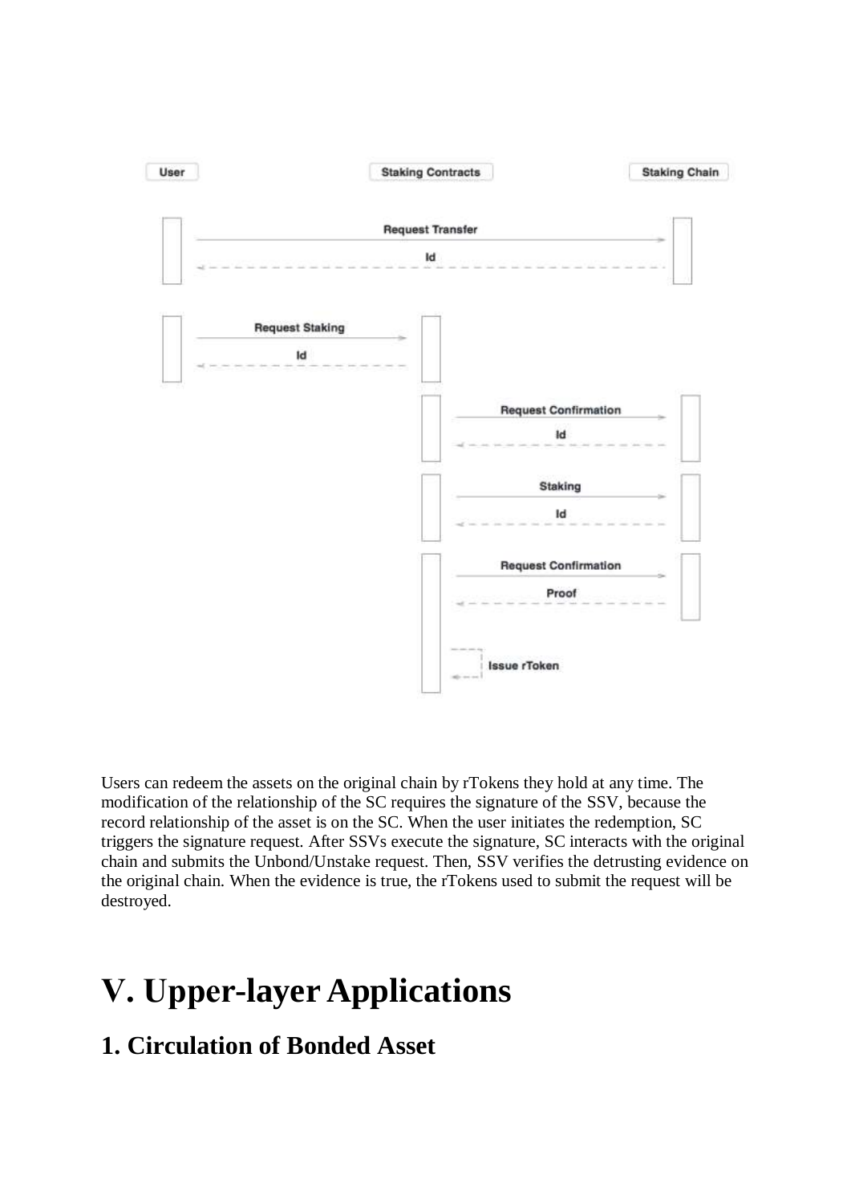Users can redeem the assets on the original chain by rTokens they hold at any time. The modification of the relationship of the SC requires the signature of the SSV, because the record relationship of the asset is on the SC. When the user initiates the redemption, SC triggers the signature request. After SSVs execute the signature, SC interacts with the original chain and submits the Unbond/Unstake request. Then, SSV verifies the detrusting evidence on the original chain. When the evidence is true, the rTokens used to submit the request will be destroyed.

# V. Upper-layer Applications

## 1. Circulation of Bonded Asset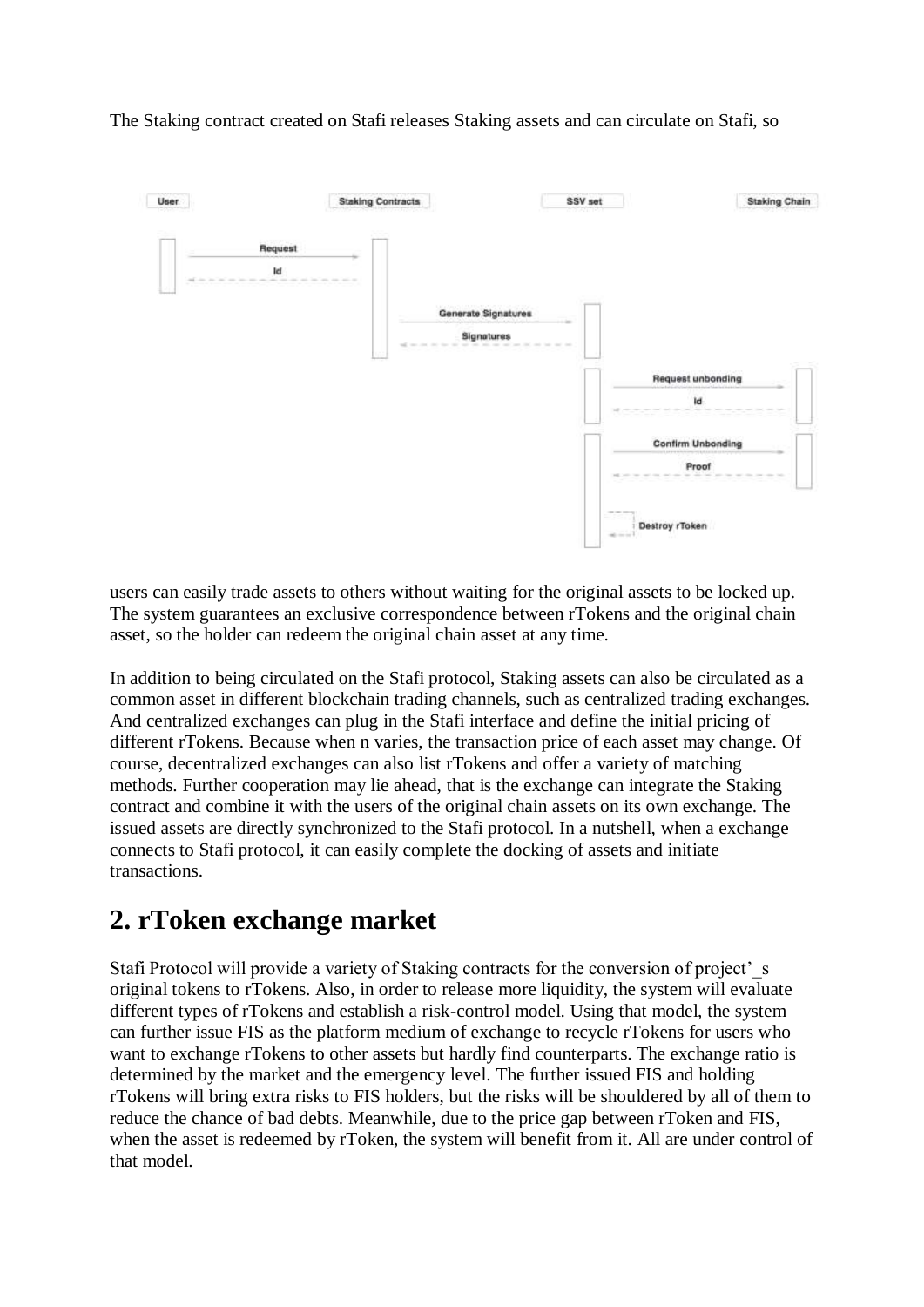The Staking contract created on Stafi releases Staking assets and can circulate on Stafi, so users can easily trade assets to others without waiting for the original assets to be locked up. The system guarantees an exclusive correspondence between rTokens and the original chain asset, so the holder can redeem the original chain asset at any time.

In addition to being circulated on the Stafi protocol, Staking assets can also be circulated as a common asset in different blockchain trading channels, such as centralized trading exchanges. And centralized exchanges can plug in the Stafi interface and define the initial pricing of different rTokens. Because when n varies, the transaction price of each asset may change. Of course, decentralized exchanges can also list rTokens and offer a variety of matching methods. Further cooperation may lie ahead, that is the exchange can integrate the Staking contract and combine it with the users of the original chain assets on its own exchange. The issued assets are directly synchronized to the Stafi protocol. In a nutshell, when a exchange connects to Stafi protocol, it can easily complete the docking of assets and initiate transactions.

## 2. rToken exchange market

Stafi Protocol will provide a variety of Staking contracts for the conversion of project'_s original tokens to rTokens. Also, in order to release more liquidity, the system will evaluate different types of rTokens and establish a risk-control model. Using that model, the system can further issue FIS as the platform medium of exchange to recycle rTokens for users who want to exchange rTokens to other assets but hardly find counterparts. The exchange ratio is determined by the market and the emergency level. The further issued FIS and holding rTokens will bring extra risks to FIS holders, but the risks will be shouldered by all of them to reduce the chance of bad debts. Meanwhile, due to the price gap between rToken and FIS, when the asset is redeemed by rToken, the system will benefit from it. All are under control of that model.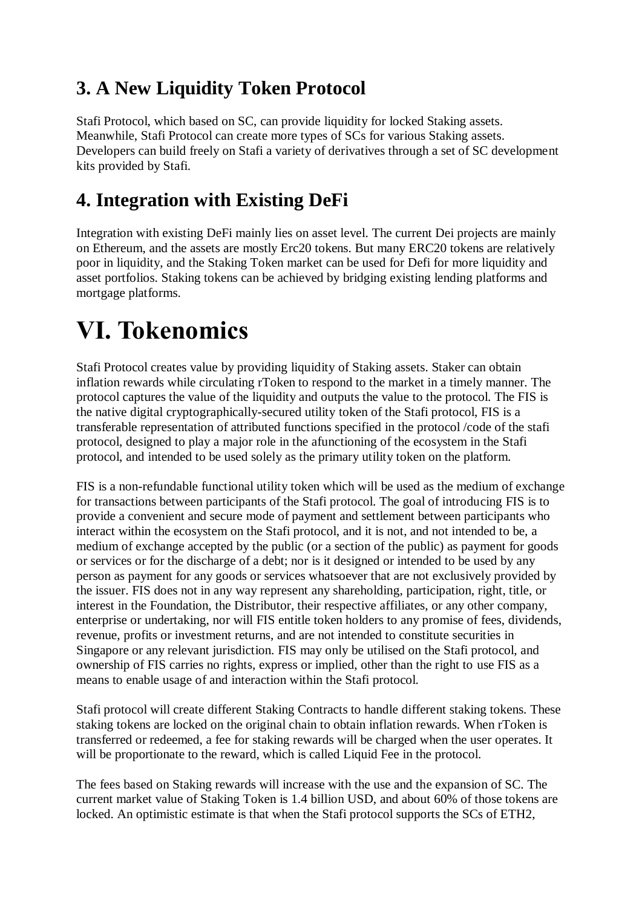## 3. A New Liquidity Token Protocol

Stafi Protocol, which based on SC, can provide liquidity for locked Staking assets. Meanwhile, Stafi Protocol can create more types of SCs for various Staking assets. Developers can build freely on Stafi a variety of derivatives through a set of SC development kits provided by Stafi.

## 4. Integration with Existing DeFi

Integration with existing DeFi mainly lies on asset level. The current Dei projects are mainly on Ethereum, and the assets are mostly Erc20 tokens. But many ERC20 tokens are relatively poor in liquidity, and the Staking Token market can be used for Defi for more liquidity and asset portfolios. Staking tokens can be achieved by bridging existing lending platforms and mortgage platforms.

# VI. Tokenomics

Stafi Protocol creates value by providing liquidity of Staking assets. Staker can obtain inflation rewards while circulating rToken to respond to the market in a timely manner. The protocol captures the value of the liquidity and outputs the value to the protocol. The FIS is the native digital cryptographically-secured utility token of the Stafi protocol, FIS is a transferable representation of attributed functions specified in the protocol /code of the stafi protocol, designed to play a major role in the afunctioning of the ecosystem in the Stafi protocol, and intended to be used solely as the primary utility token on the platform.

FIS is a non-refundable functional utility token which will be used as the medium of exchange for transactions between participants of the Stafi protocol. The goal of introducing FIS is to provide a convenient and secure mode of payment and settlement between participants who interact within the ecosystem on the Stafi protocol, and it is not, and not intended to be, a medium of exchange accepted by the public (or a section of the public) as payment for goods or services or for the discharge of a debt; nor is it designed or intended to be used by any person as payment for any goods or services whatsoever that are not exclusively provided by the issuer. FIS does not in any way represent any shareholding, participation, right, title, or interest in the Foundation, the Distributor, their respective affiliates, or any other company, enterprise or undertaking, nor will FIS entitle token holders to any promise of fees, dividends, revenue, profits or investment returns, and are not intended to constitute securities in Singapore or any relevant jurisdiction. FIS may only be utilised on the Stafi protocol, and ownership of FIS carries no rights, express or implied, other than the right to use FIS as a means to enable usage of and interaction within the Stafi protocol.

Stafi protocol will create different Staking Contracts to handle different staking tokens. These staking tokens are locked on the original chain to obtain inflation rewards. When rToken is transferred or redeemed, a fee for staking rewards will be charged when the user operates. It will be proportionate to the reward, which is called Liquid Fee in the protocol.

The fees based on Staking rewards will increase with the use and the expansion of SC. The current market value of Staking Token is 1.4 billion USD, and about 60% of those tokens are locked. An optimistic estimate is that when the Stafi protocol supports the SCs of ETH2,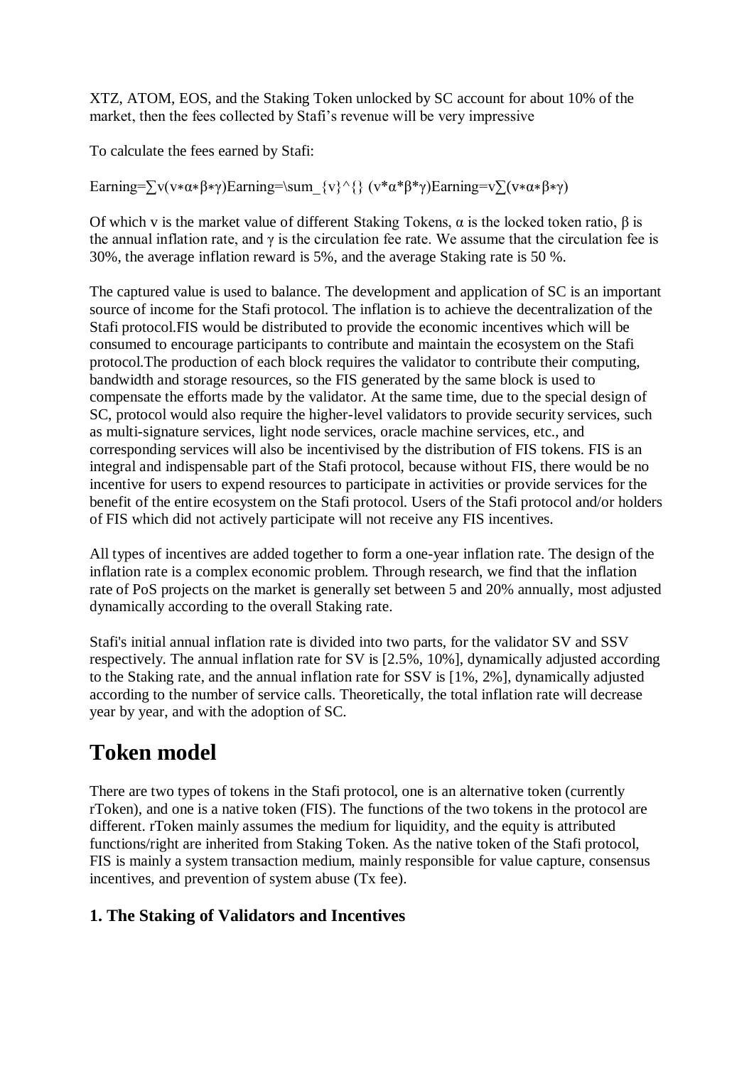XTZ, ATOM, EOS, and the Staking Token unlocked by SC account for about 10% of the market, then the fees collected by Stafi's revenue will be very impressive

To calculate the fees earned by Stafi:

$$Earning=\sum_{v}^{} (v*\alpha*\beta*\gamma)$$

Of which v is the market value of different Staking Tokens, α is the locked token ratio, β is the annual inflation rate, and γ is the circulation fee rate. We assume that the circulation fee is 30%, the average inflation reward is 5%, and the average Staking rate is 50 %.

The captured value is used to balance. The development and application of SC is an important source of income for the Stafi protocol. The inflation is to achieve the decentralization of the Stafi protocol.FIS would be distributed to provide the economic incentives which will be consumed to encourage participants to contribute and maintain the ecosystem on the Stafi protocol.The production of each block requires the validator to contribute their computing, bandwidth and storage resources, so the FIS generated by the same block is used to compensate the efforts made by the validator. At the same time, due to the special design of SC, protocol would also require the higher-level validators to provide security services, such as multi-signature services, light node services, oracle machine services, etc., and corresponding services will also be incentivised by the distribution of FIS tokens. FIS is an integral and indispensable part of the Stafi protocol, because without FIS, there would be no incentive for users to expend resources to participate in activities or provide services for the benefit of the entire ecosystem on the Stafi protocol. Users of the Stafi protocol and/or holders of FIS which did not actively participate will not receive any FIS incentives.

All types of incentives are added together to form a one-year inflation rate. The design of the inflation rate is a complex economic problem. Through research, we find that the inflation rate of PoS projects on the market is generally set between 5 and 20% annually, most adjusted dynamically according to the overall Staking rate.

Stafi's initial annual inflation rate is divided into two parts, for the validator SV and SSV respectively. The annual inflation rate for SV is [2.5%, 10%], dynamically adjusted according to the Staking rate, and the annual inflation rate for SSV is [1%, 2%], dynamically adjusted according to the number of service calls. Theoretically, the total inflation rate will decrease year by year, and with the adoption of SC.

# Token model

There are two types of tokens in the Stafi protocol, one is an alternative token (currently rToken), and one is a native token (FIS). The functions of the two tokens in the protocol are different. rToken mainly assumes the medium for liquidity, and the equity is attributed functions/right are inherited from Staking Token. As the native token of the Stafi protocol, FIS is mainly a system transaction medium, mainly responsible for value capture, consensus incentives, and prevention of system abuse (Tx fee).

## 1. The Staking of Validators and Incentives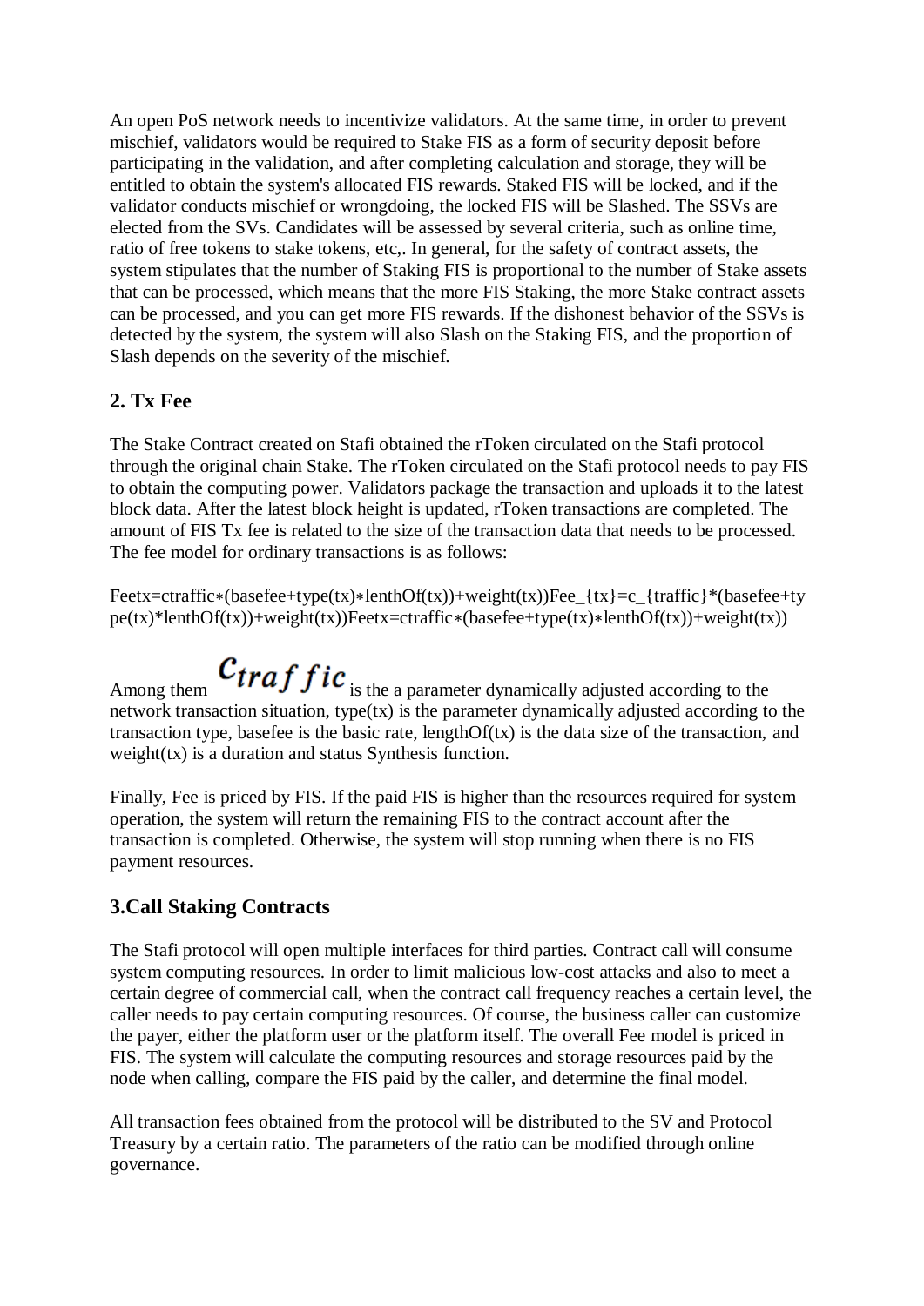An open PoS network needs to incentivize validators. At the same time, in order to prevent mischief, validators would be required to Stake FIS as a form of security deposit before participating in the validation, and after completing calculation and storage, they will be entitled to obtain the system's allocated FIS rewards. Staked FIS will be locked, and if the validator conducts mischief or wrongdoing, the locked FIS will be Slashed. The SSVs are elected from the SVs. Candidates will be assessed by several criteria, such as online time, ratio of free tokens to stake tokens, etc,. In general, for the safety of contract assets, the system stipulates that the number of Staking FIS is proportional to the number of Stake assets that can be processed, which means that the more FIS Staking, the more Stake contract assets can be processed, and you can get more FIS rewards. If the dishonest behavior of the SSVs is detected by the system, the system will also Slash on the Staking FIS, and the proportion of Slash depends on the severity of the mischief.

## 2. Tx Fee

The Stake Contract created on Stafi obtained the rToken circulated on the Stafi protocol through the original chain Stake. The rToken circulated on the Stafi protocol needs to pay FIS to obtain the computing power. Validators package the transaction and uploads it to the latest block data. After the latest block height is updated, rToken transactions are completed. The amount of FIS Tx fee is related to the size of the transaction data that needs to be processed. The fee model for ordinary transactions is as follows:

$$Fee_{tx}=c_{traffic}*(basefee+type(tx)*lenthOf(tx))+weight(tx)$$

Among them $c_{traffic}$ is the a parameter dynamically adjusted according to the network transaction situation, type(tx) is the parameter dynamically adjusted according to the transaction type, basefee is the basic rate, lengthOf(tx) is the data size of the transaction, and weight(tx) is a duration and status Synthesis function.

Finally, Fee is priced by FIS. If the paid FIS is higher than the resources required for system operation, the system will return the remaining FIS to the contract account after the transaction is completed. Otherwise, the system will stop running when there is no FIS payment resources.

## 3.Call Staking Contracts

The Stafi protocol will open multiple interfaces for third parties. Contract call will consume system computing resources. In order to limit malicious low-cost attacks and also to meet a certain degree of commercial call, when the contract call frequency reaches a certain level, the caller needs to pay certain computing resources. Of course, the business caller can customize the payer, either the platform user or the platform itself. The overall Fee model is priced in FIS. The system will calculate the computing resources and storage resources paid by the node when calling, compare the FIS paid by the caller, and determine the final model.

All transaction fees obtained from the protocol will be distributed to the SV and Protocol Treasury by a certain ratio. The parameters of the ratio can be modified through online governance.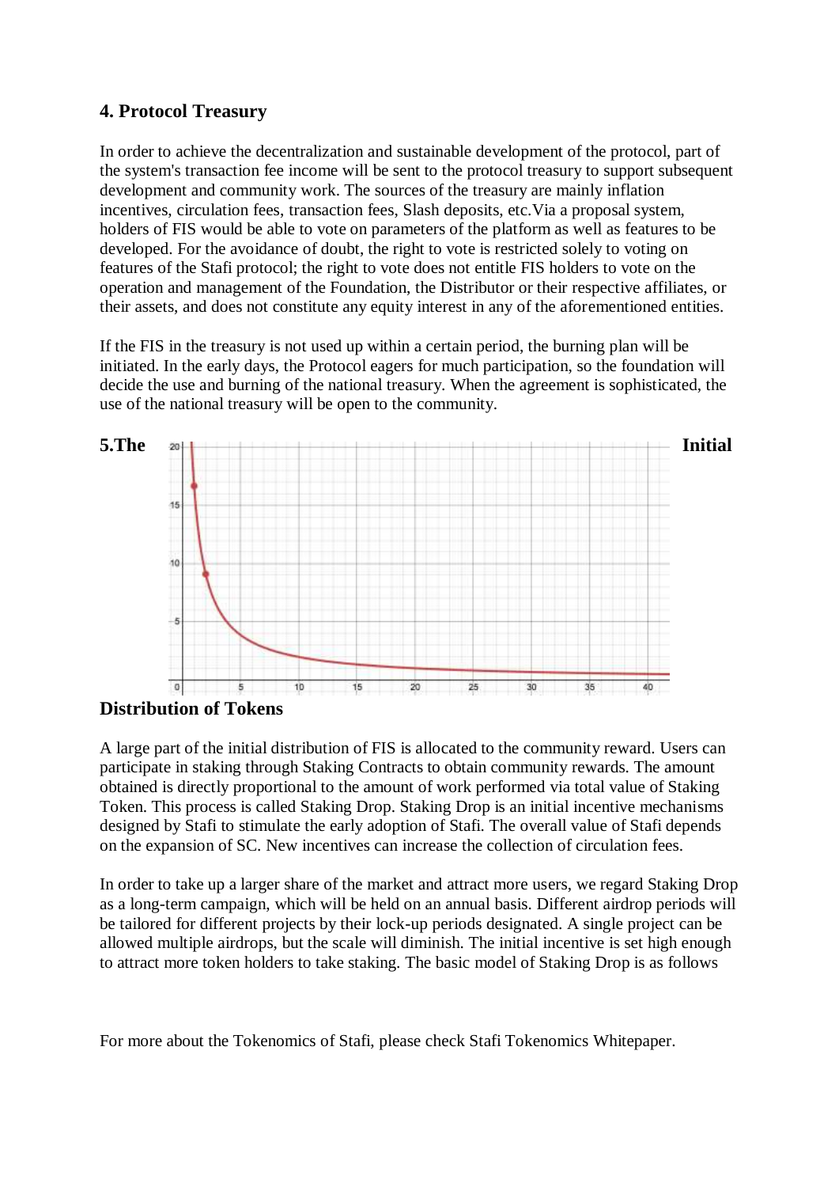## 4. Protocol Treasury

In order to achieve the decentralization and sustainable development of the protocol, part of the system's transaction fee income will be sent to the protocol treasury to support subsequent development and community work. The sources of the treasury are mainly inflation incentives, circulation fees, transaction fees, Slash deposits, etc.Via a proposal system, holders of FIS would be able to vote on parameters of the platform as well as features to be developed. For the avoidance of doubt, the right to vote is restricted solely to voting on features of the Stafi protocol; the right to vote does not entitle FIS holders to vote on the operation and management of the Foundation, the Distributor or their respective affiliates, or their assets, and does not constitute any equity interest in any of the aforementioned entities.

If the FIS in the treasury is not used up within a certain period, the burning plan will be initiated. In the early days, the Protocol eagers for much participation, so the foundation will decide the use and burning of the national treasury. When the agreement is sophisticated, the use of the national treasury will be open to the community.

## 5.The Initial Distribution of Tokens

A large part of the initial distribution of FIS is allocated to the community reward. Users can participate in staking through Staking Contracts to obtain community rewards. The amount obtained is directly proportional to the amount of work performed via total value of Staking Token. This process is called Staking Drop. Staking Drop is an initial incentive mechanisms designed by Stafi to stimulate the early adoption of Stafi. The overall value of Stafi depends on the expansion of SC. New incentives can increase the collection of circulation fees.

In order to take up a larger share of the market and attract more users, we regard Staking Drop as a long-term campaign, which will be held on an annual basis. Different airdrop periods will be tailored for different projects by their lock-up periods designated. A single project can be allowed multiple airdrops, but the scale will diminish. The initial incentive is set high enough to attract more token holders to take staking. The basic model of Staking Drop is as follows

For more about the Tokenomics of Stafi, please check Stafi Tokenomics Whitepaper.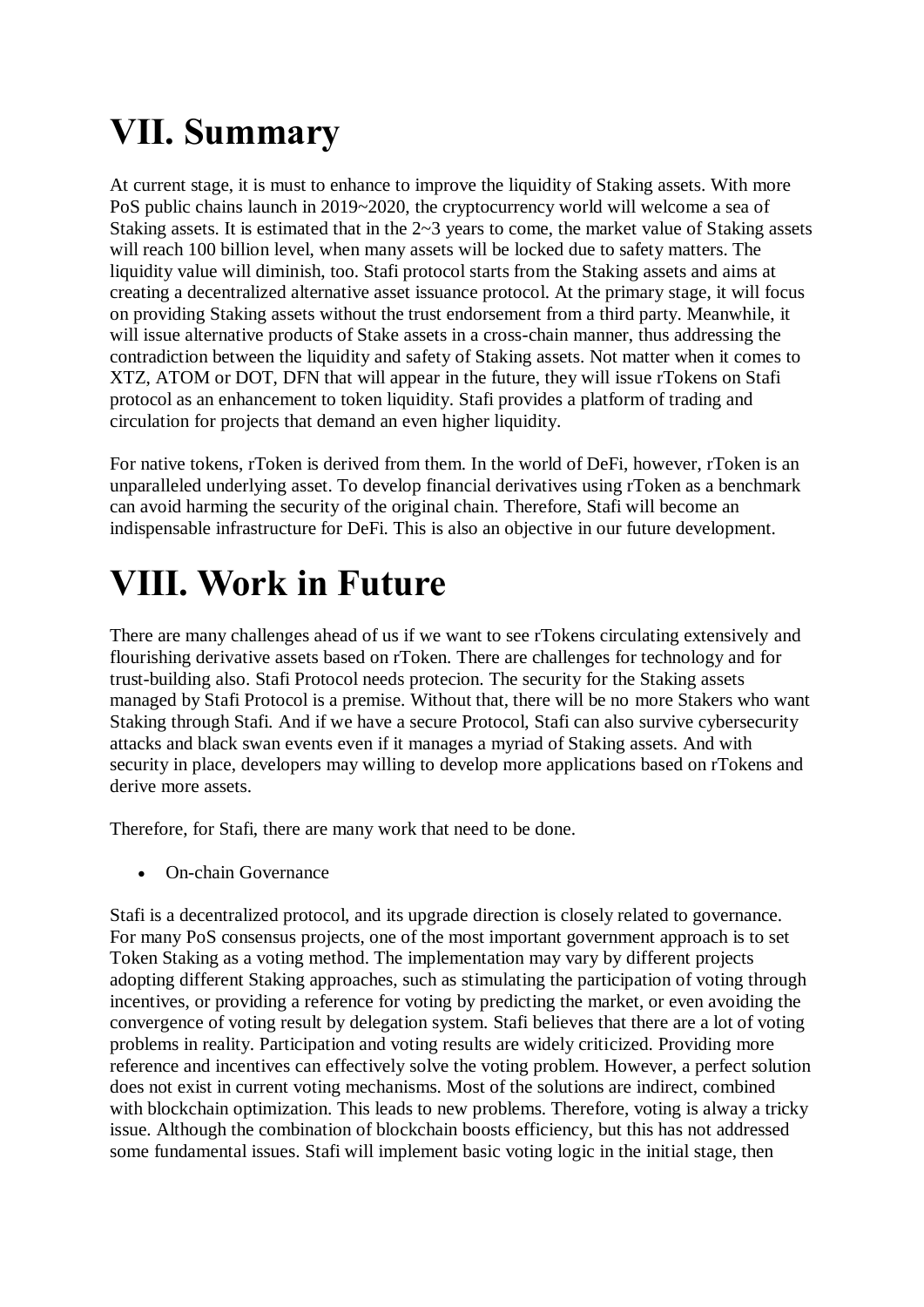# VII. Summary

At current stage, it is must to enhance to improve the liquidity of Staking assets. With more PoS public chains launch in 2019~2020, the cryptocurrency world will welcome a sea of Staking assets. It is estimated that in the 2~3 years to come, the market value of Staking assets will reach 100 billion level, when many assets will be locked due to safety matters. The liquidity value will diminish, too. Stafi protocol starts from the Staking assets and aims at creating a decentralized alternative asset issuance protocol. At the primary stage, it will focus on providing Staking assets without the trust endorsement from a third party. Meanwhile, it will issue alternative products of Stake assets in a cross-chain manner, thus addressing the contradiction between the liquidity and safety of Staking assets. Not matter when it comes to XTZ, ATOM or DOT, DFN that will appear in the future, they will issue rTokens on Stafi protocol as an enhancement to token liquidity. Stafi provides a platform of trading and circulation for projects that demand an even higher liquidity.

For native tokens, rToken is derived from them. In the world of DeFi, however, rToken is an unparalleled underlying asset. To develop financial derivatives using rToken as a benchmark can avoid harming the security of the original chain. Therefore, Stafi will become an indispensable infrastructure for DeFi. This is also an objective in our future development.

# VIII. Work in Future

There are many challenges ahead of us if we want to see rTokens circulating extensively and flourishing derivative assets based on rToken. There are challenges for technology and for trust-building also. Stafi Protocol needs protecion. The security for the Staking assets managed by Stafi Protocol is a premise. Without that, there will be no more Stakers who want Staking through Stafi. And if we have a secure Protocol, Stafi can also survive cybersecurity attacks and black swan events even if it manages a myriad of Staking assets. And with security in place, developers may willing to develop more applications based on rTokens and derive more assets.

Therefore, for Stafi, there are many work that need to be done.

- On-chain Governance

Stafi is a decentralized protocol, and its upgrade direction is closely related to governance. For many PoS consensus projects, one of the most important government approach is to set Token Staking as a voting method. The implementation may vary by different projects adopting different Staking approaches, such as stimulating the participation of voting through incentives, or providing a reference for voting by predicting the market, or even avoiding the convergence of voting result by delegation system. Stafi believes that there are a lot of voting problems in reality. Participation and voting results are widely criticized. Providing more reference and incentives can effectively solve the voting problem. However, a perfect solution does not exist in current voting mechanisms. Most of the solutions are indirect, combined with blockchain optimization. This leads to new problems. Therefore, voting is alway a tricky issue. Although the combination of blockchain boosts efficiency, but this has not addressed some fundamental issues. Stafi will implement basic voting logic in the initial stage, then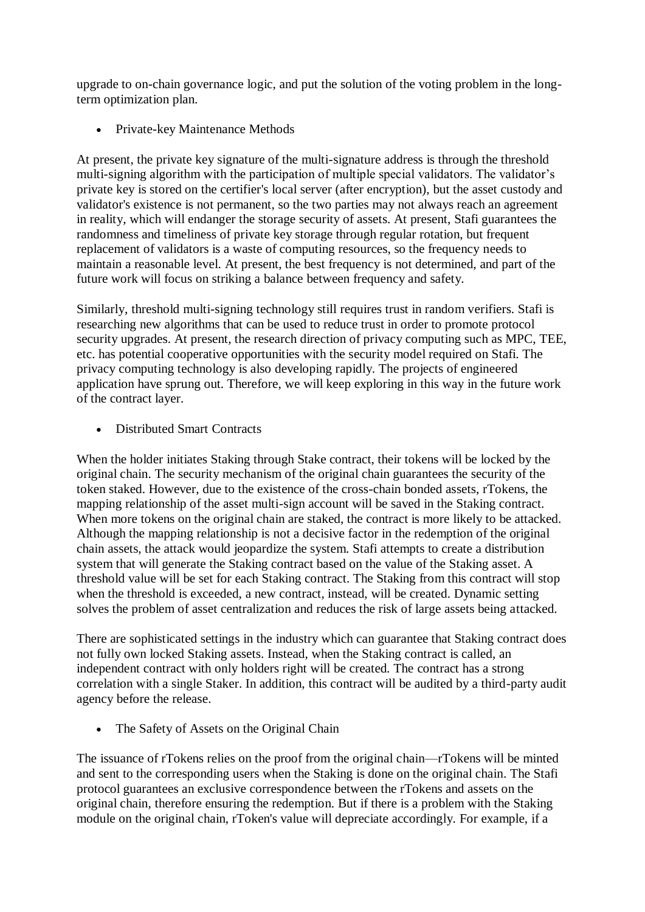upgrade to on-chain governance logic, and put the solution of the voting problem in the long-term optimization plan.

- Private-key Maintenance Methods

At present, the private key signature of the multi-signature address is through the threshold multi-signing algorithm with the participation of multiple special validators. The validator's private key is stored on the certifier's local server (after encryption), but the asset custody and validator's existence is not permanent, so the two parties may not always reach an agreement in reality, which will endanger the storage security of assets. At present, Stafi guarantees the randomness and timeliness of private key storage through regular rotation, but frequent replacement of validators is a waste of computing resources, so the frequency needs to maintain a reasonable level. At present, the best frequency is not determined, and part of the future work will focus on striking a balance between frequency and safety.

Similarly, threshold multi-signing technology still requires trust in random verifiers. Stafi is researching new algorithms that can be used to reduce trust in order to promote protocol security upgrades. At present, the research direction of privacy computing such as MPC, TEE, etc. has potential cooperative opportunities with the security model required on Stafi. The privacy computing technology is also developing rapidly. The projects of engineered application have sprung out. Therefore, we will keep exploring in this way in the future work of the contract layer.

- Distributed Smart Contracts

When the holder initiates Staking through Stake contract, their tokens will be locked by the original chain. The security mechanism of the original chain guarantees the security of the token staked. However, due to the existence of the cross-chain bonded assets, rTokens, the mapping relationship of the asset multi-sign account will be saved in the Staking contract. When more tokens on the original chain are staked, the contract is more likely to be attacked. Although the mapping relationship is not a decisive factor in the redemption of the original chain assets, the attack would jeopardize the system. Stafi attempts to create a distribution system that will generate the Staking contract based on the value of the Staking asset. A threshold value will be set for each Staking contract. The Staking from this contract will stop when the threshold is exceeded, a new contract, instead, will be created. Dynamic setting solves the problem of asset centralization and reduces the risk of large assets being attacked.

There are sophisticated settings in the industry which can guarantee that Staking contract does not fully own locked Staking assets. Instead, when the Staking contract is called, an independent contract with only holders right will be created. The contract has a strong correlation with a single Staker. In addition, this contract will be audited by a third-party audit agency before the release.

- The Safety of Assets on the Original Chain

The issuance of rTokens relies on the proof from the original chain—rTokens will be minted and sent to the corresponding users when the Staking is done on the original chain. The Stafi protocol guarantees an exclusive correspondence between the rTokens and assets on the original chain, therefore ensuring the redemption. But if there is a problem with the Staking module on the original chain, rToken's value will depreciate accordingly. For example, if a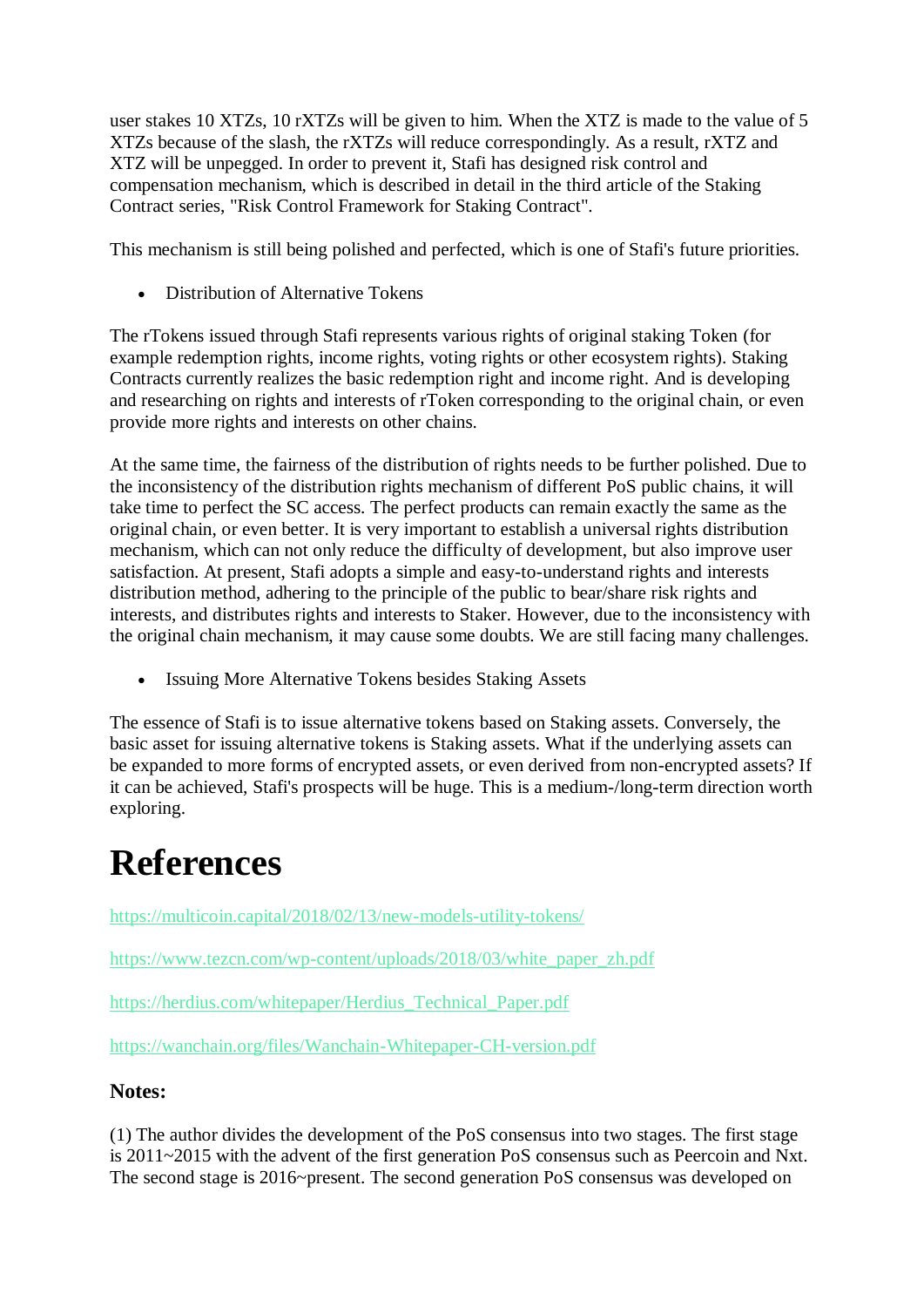user stakes 10 XTZs, 10 rXTZs will be given to him. When the XTZ is made to the value of 5 XTZs because of the slash, the rXTZs will reduce correspondingly. As a result, rXTZ and XTZ will be unpegged. In order to prevent it, Stafi has designed risk control and compensation mechanism, which is described in detail in the third article of the Staking Contract series, "Risk Control Framework for Staking Contract".

This mechanism is still being polished and perfected, which is one of Stafi's future priorities.

- Distribution of Alternative Tokens

The rTokens issued through Stafi represents various rights of original staking Token (for example redemption rights, income rights, voting rights or other ecosystem rights). Staking Contracts currently realizes the basic redemption right and income right. And is developing and researching on rights and interests of rToken corresponding to the original chain, or even provide more rights and interests on other chains.

At the same time, the fairness of the distribution of rights needs to be further polished. Due to the inconsistency of the distribution rights mechanism of different PoS public chains, it will take time to perfect the SC access. The perfect products can remain exactly the same as the original chain, or even better. It is very important to establish a universal rights distribution mechanism, which can not only reduce the difficulty of development, but also improve user satisfaction. At present, Stafi adopts a simple and easy-to-understand rights and interests distribution method, adhering to the principle of the public to bear/share risk rights and interests, and distributes rights and interests to Staker. However, due to the inconsistency with the original chain mechanism, it may cause some doubts. We are still facing many challenges.

- Issuing More Alternative Tokens besides Staking Assets

The essence of Stafi is to issue alternative tokens based on Staking assets. Conversely, the basic asset for issuing alternative tokens is Staking assets. What if the underlying assets can be expanded to more forms of encrypted assets, or even derived from non-encrypted assets? If it can be achieved, Stafi's prospects will be huge. This is a medium-/long-term direction worth exploring.

# References

https://multicoin.capital/2018/02/13/new-models-utility-tokens/

https://www.tezcn.com/wp-content/uploads/2018/03/white_paper_zh.pdf

https://herdius.com/whitepaper/Herdius_Technical_Paper.pdf

https://wanchain.org/files/Wanchain-Whitepaper-CH-version.pdf

### Notes:

(1) The author divides the development of the PoS consensus into two stages. The first stage is 2011~2015 with the advent of the first generation PoS consensus such as Peercoin and Nxt. The second stage is 2016~present. The second generation PoS consensus was developed on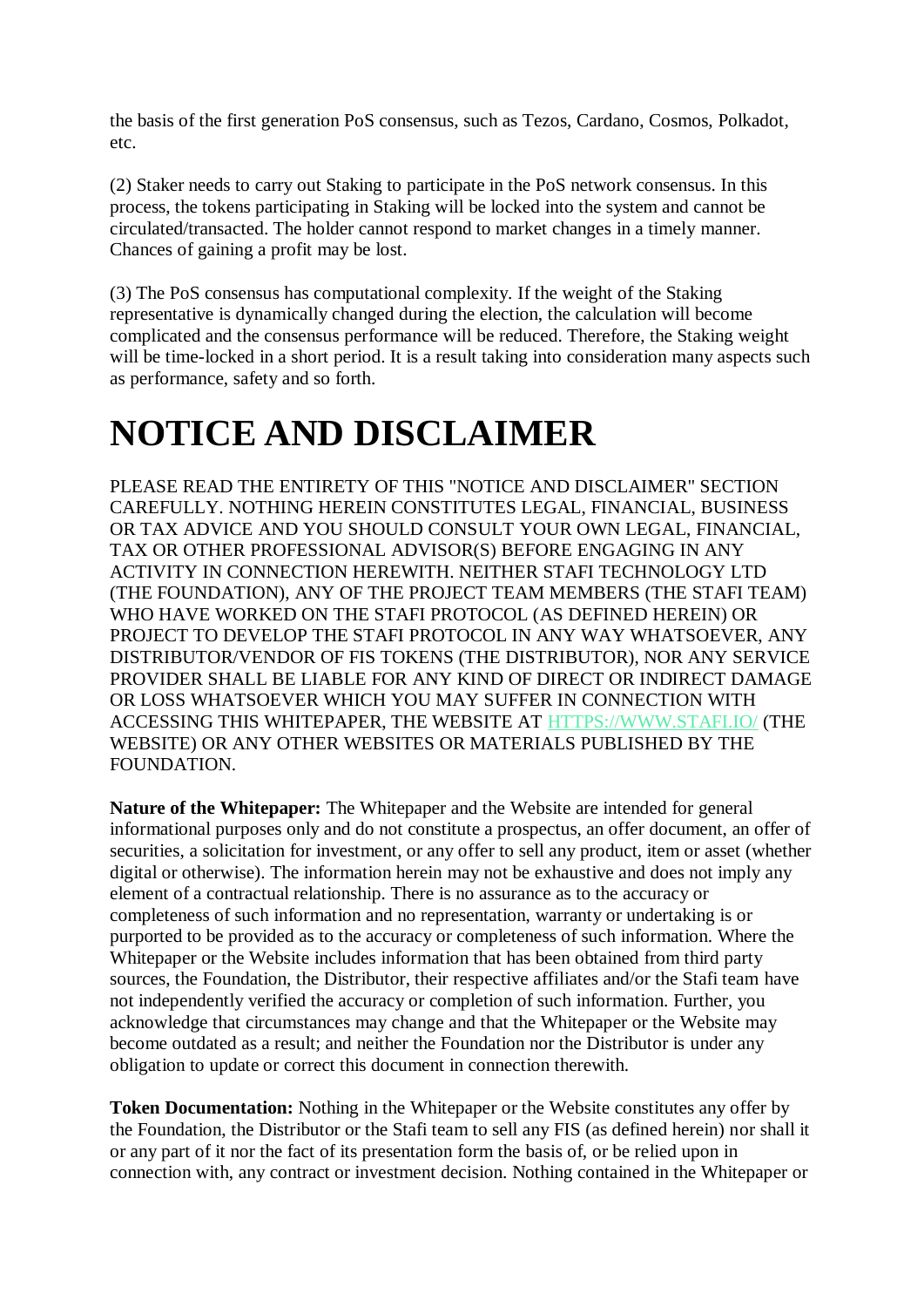the basis of the first generation PoS consensus, such as Tezos, Cardano, Cosmos, Polkadot, etc.

(2) Staker needs to carry out Staking to participate in the PoS network consensus. In this process, the tokens participating in Staking will be locked into the system and cannot be circulated/transacted. The holder cannot respond to market changes in a timely manner. Chances of gaining a profit may be lost.

(3) The PoS consensus has computational complexity. If the weight of the Staking representative is dynamically changed during the election, the calculation will become complicated and the consensus performance will be reduced. Therefore, the Staking weight will be time-locked in a short period. It is a result taking into consideration many aspects such as performance, safety and so forth.

# NOTICE AND DISCLAIMER

PLEASE READ THE ENTIRETY OF THIS "NOTICE AND DISCLAIMER" SECTION CAREFULLY. NOTHING HEREIN CONSTITUTES LEGAL, FINANCIAL, BUSINESS OR TAX ADVICE AND YOU SHOULD CONSULT YOUR OWN LEGAL, FINANCIAL, TAX OR OTHER PROFESSIONAL ADVISOR(S) BEFORE ENGAGING IN ANY ACTIVITY IN CONNECTION HEREWITH. NEITHER STAFI TECHNOLOGY LTD (THE FOUNDATION), ANY OF THE PROJECT TEAM MEMBERS (THE STAFI TEAM) WHO HAVE WORKED ON THE STAFI PROTOCOL (AS DEFINED HEREIN) OR PROJECT TO DEVELOP THE STAFI PROTOCOL IN ANY WAY WHATSOEVER, ANY DISTRIBUTOR/VENDOR OF FIS TOKENS (THE DISTRIBUTOR), NOR ANY SERVICE PROVIDER SHALL BE LIABLE FOR ANY KIND OF DIRECT OR INDIRECT DAMAGE OR LOSS WHATSOEVER WHICH YOU MAY SUFFER IN CONNECTION WITH ACCESSING THIS WHITEPAPER, THE WEBSITE AT [HTTPS://WWW.STAFI.IO/](HTTPS://WWW.STAFI.IO/) (THE WEBSITE) OR ANY OTHER WEBSITES OR MATERIALS PUBLISHED BY THE FOUNDATION.

**Nature of the Whitepaper:** The Whitepaper and the Website are intended for general informational purposes only and do not constitute a prospectus, an offer document, an offer of securities, a solicitation for investment, or any offer to sell any product, item or asset (whether digital or otherwise). The information herein may not be exhaustive and does not imply any element of a contractual relationship. There is no assurance as to the accuracy or completeness of such information and no representation, warranty or undertaking is or purported to be provided as to the accuracy or completeness of such information. Where the Whitepaper or the Website includes information that has been obtained from third party sources, the Foundation, the Distributor, their respective affiliates and/or the Stafi team have not independently verified the accuracy or completion of such information. Further, you acknowledge that circumstances may change and that the Whitepaper or the Website may become outdated as a result; and neither the Foundation nor the Distributor is under any obligation to update or correct this document in connection therewith.

**Token Documentation:** Nothing in the Whitepaper or the Website constitutes any offer by the Foundation, the Distributor or the Stafi team to sell any FIS (as defined herein) nor shall it or any part of it nor the fact of its presentation form the basis of, or be relied upon in connection with, any contract or investment decision. Nothing contained in the Whitepaper or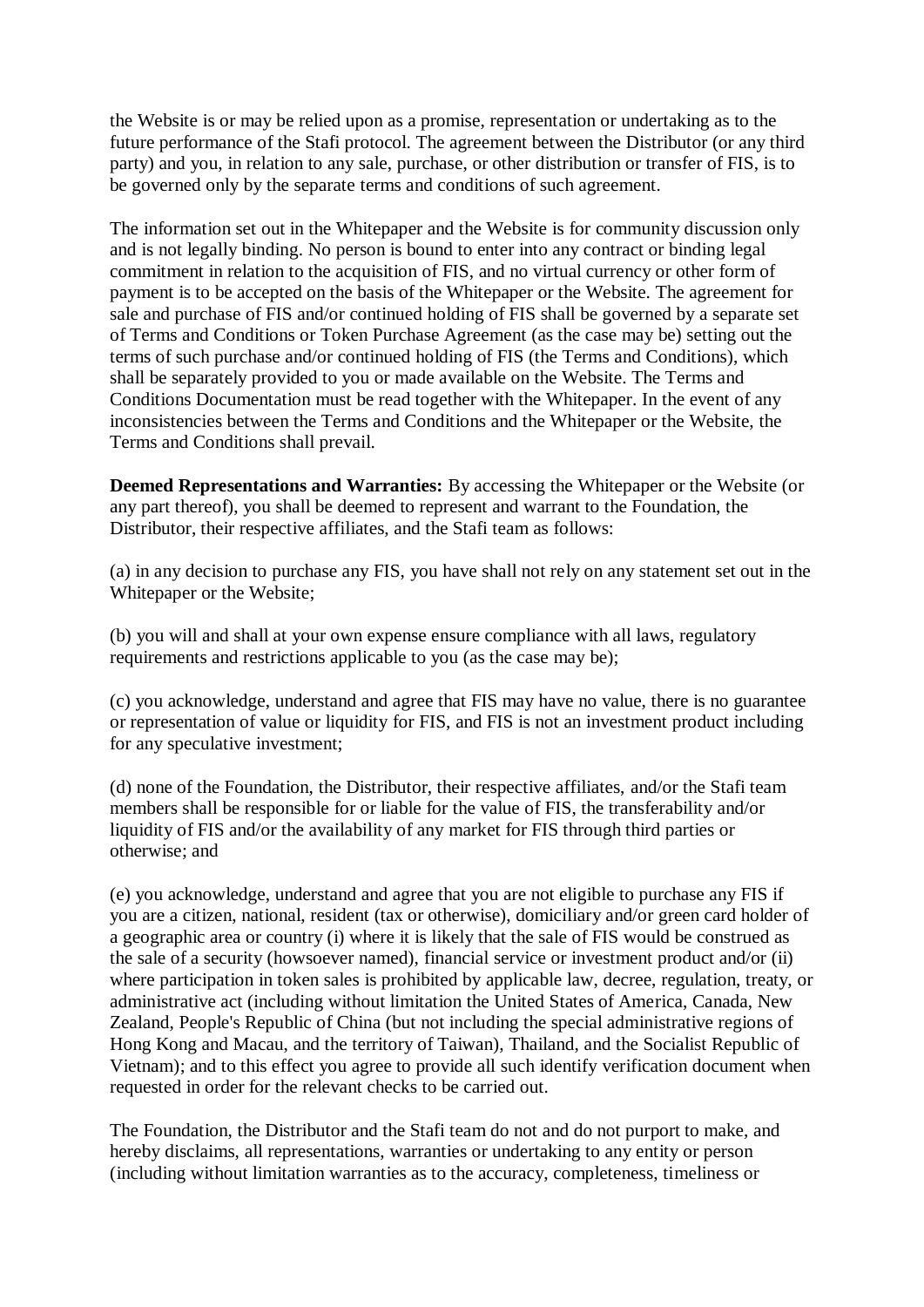the Website is or may be relied upon as a promise, representation or undertaking as to the future performance of the Stafi protocol. The agreement between the Distributor (or any third party) and you, in relation to any sale, purchase, or other distribution or transfer of FIS, is to be governed only by the separate terms and conditions of such agreement.

The information set out in the Whitepaper and the Website is for community discussion only and is not legally binding. No person is bound to enter into any contract or binding legal commitment in relation to the acquisition of FIS, and no virtual currency or other form of payment is to be accepted on the basis of the Whitepaper or the Website. The agreement for sale and purchase of FIS and/or continued holding of FIS shall be governed by a separate set of Terms and Conditions or Token Purchase Agreement (as the case may be) setting out the terms of such purchase and/or continued holding of FIS (the Terms and Conditions), which shall be separately provided to you or made available on the Website. The Terms and Conditions Documentation must be read together with the Whitepaper. In the event of any inconsistencies between the Terms and Conditions and the Whitepaper or the Website, the Terms and Conditions shall prevail.

**Deemed Representations and Warranties:** By accessing the Whitepaper or the Website (or any part thereof), you shall be deemed to represent and warrant to the Foundation, the Distributor, their respective affiliates, and the Stafi team as follows:

(a) in any decision to purchase any FIS, you have shall not rely on any statement set out in the Whitepaper or the Website;

(b) you will and shall at your own expense ensure compliance with all laws, regulatory requirements and restrictions applicable to you (as the case may be);

(c) you acknowledge, understand and agree that FIS may have no value, there is no guarantee or representation of value or liquidity for FIS, and FIS is not an investment product including for any speculative investment;

(d) none of the Foundation, the Distributor, their respective affiliates, and/or the Stafi team members shall be responsible for or liable for the value of FIS, the transferability and/or liquidity of FIS and/or the availability of any market for FIS through third parties or otherwise; and

(e) you acknowledge, understand and agree that you are not eligible to purchase any FIS if you are a citizen, national, resident (tax or otherwise), domiciliary and/or green card holder of a geographic area or country (i) where it is likely that the sale of FIS would be construed as the sale of a security (howsoever named), financial service or investment product and/or (ii) where participation in token sales is prohibited by applicable law, decree, regulation, treaty, or administrative act (including without limitation the United States of America, Canada, New Zealand, People's Republic of China (but not including the special administrative regions of Hong Kong and Macau, and the territory of Taiwan), Thailand, and the Socialist Republic of Vietnam); and to this effect you agree to provide all such identify verification document when requested in order for the relevant checks to be carried out.

The Foundation, the Distributor and the Stafi team do not and do not purport to make, and hereby disclaims, all representations, warranties or undertaking to any entity or person (including without limitation warranties as to the accuracy, completeness, timeliness or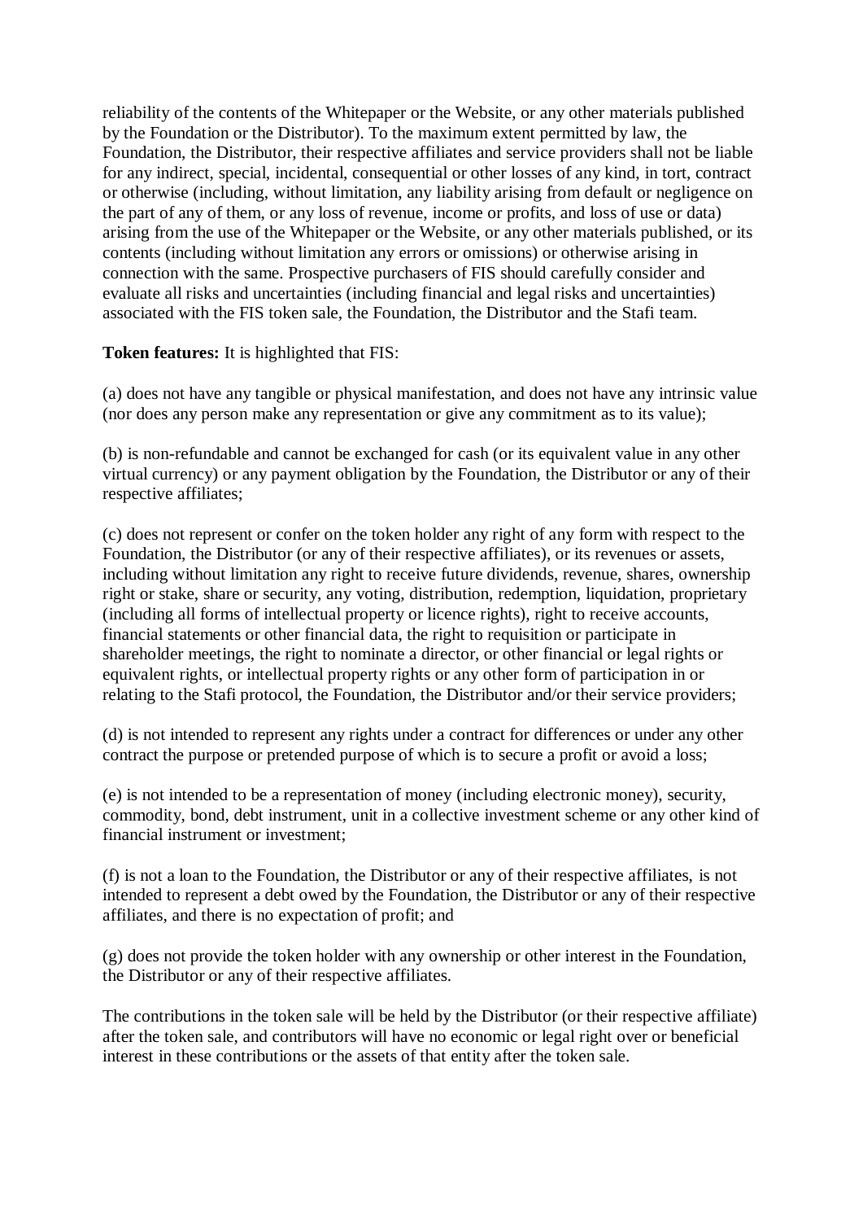reliability of the contents of the Whitepaper or the Website, or any other materials published by the Foundation or the Distributor). To the maximum extent permitted by law, the Foundation, the Distributor, their respective affiliates and service providers shall not be liable for any indirect, special, incidental, consequential or other losses of any kind, in tort, contract or otherwise (including, without limitation, any liability arising from default or negligence on the part of any of them, or any loss of revenue, income or profits, and loss of use or data) arising from the use of the Whitepaper or the Website, or any other materials published, or its contents (including without limitation any errors or omissions) or otherwise arising in connection with the same. Prospective purchasers of FIS should carefully consider and evaluate all risks and uncertainties (including financial and legal risks and uncertainties) associated with the FIS token sale, the Foundation, the Distributor and the Stafi team.

**Token features:** It is highlighted that FIS:

(a) does not have any tangible or physical manifestation, and does not have any intrinsic value (nor does any person make any representation or give any commitment as to its value);

(b) is non-refundable and cannot be exchanged for cash (or its equivalent value in any other virtual currency) or any payment obligation by the Foundation, the Distributor or any of their respective affiliates;

(c) does not represent or confer on the token holder any right of any form with respect to the Foundation, the Distributor (or any of their respective affiliates), or its revenues or assets, including without limitation any right to receive future dividends, revenue, shares, ownership right or stake, share or security, any voting, distribution, redemption, liquidation, proprietary (including all forms of intellectual property or licence rights), right to receive accounts, financial statements or other financial data, the right to requisition or participate in shareholder meetings, the right to nominate a director, or other financial or legal rights or equivalent rights, or intellectual property rights or any other form of participation in or relating to the Stafi protocol, the Foundation, the Distributor and/or their service providers;

(d) is not intended to represent any rights under a contract for differences or under any other contract the purpose or pretended purpose of which is to secure a profit or avoid a loss;

(e) is not intended to be a representation of money (including electronic money), security, commodity, bond, debt instrument, unit in a collective investment scheme or any other kind of financial instrument or investment;

(f) is not a loan to the Foundation, the Distributor or any of their respective affiliates, is not intended to represent a debt owed by the Foundation, the Distributor or any of their respective affiliates, and there is no expectation of profit; and

(g) does not provide the token holder with any ownership or other interest in the Foundation, the Distributor or any of their respective affiliates.

The contributions in the token sale will be held by the Distributor (or their respective affiliate) after the token sale, and contributors will have no economic or legal right over or beneficial interest in these contributions or the assets of that entity after the token sale.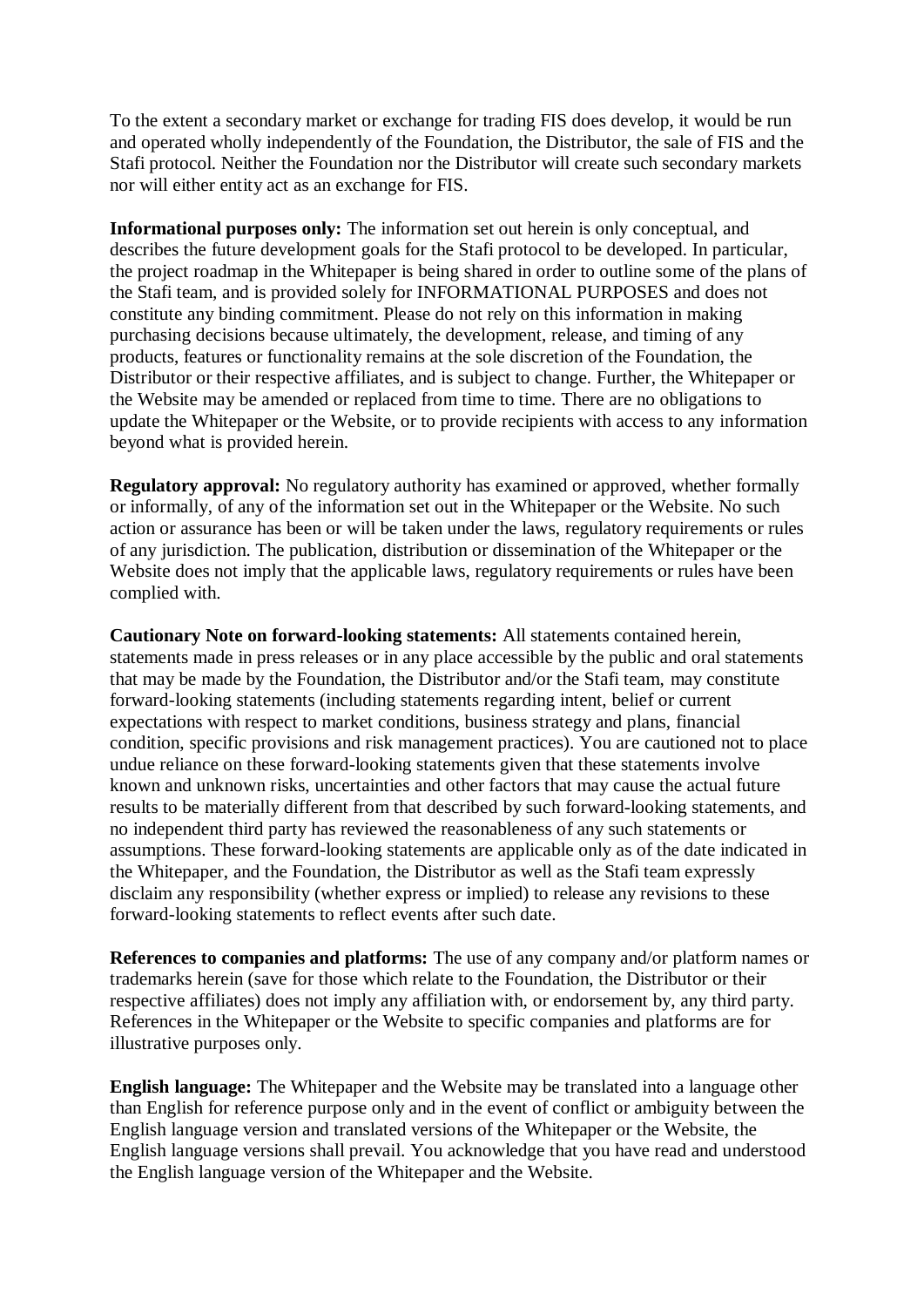To the extent a secondary market or exchange for trading FIS does develop, it would be run and operated wholly independently of the Foundation, the Distributor, the sale of FIS and the Stafi protocol. Neither the Foundation nor the Distributor will create such secondary markets nor will either entity act as an exchange for FIS.

**Informational purposes only:** The information set out herein is only conceptual, and describes the future development goals for the Stafi protocol to be developed. In particular, the project roadmap in the Whitepaper is being shared in order to outline some of the plans of the Stafi team, and is provided solely for INFORMATIONAL PURPOSES and does not constitute any binding commitment. Please do not rely on this information in making purchasing decisions because ultimately, the development, release, and timing of any products, features or functionality remains at the sole discretion of the Foundation, the Distributor or their respective affiliates, and is subject to change. Further, the Whitepaper or the Website may be amended or replaced from time to time. There are no obligations to update the Whitepaper or the Website, or to provide recipients with access to any information beyond what is provided herein.

**Regulatory approval:** No regulatory authority has examined or approved, whether formally or informally, of any of the information set out in the Whitepaper or the Website. No such action or assurance has been or will be taken under the laws, regulatory requirements or rules of any jurisdiction. The publication, distribution or dissemination of the Whitepaper or the Website does not imply that the applicable laws, regulatory requirements or rules have been complied with.

**Cautionary Note on forward-looking statements:** All statements contained herein, statements made in press releases or in any place accessible by the public and oral statements that may be made by the Foundation, the Distributor and/or the Stafi team, may constitute forward-looking statements (including statements regarding intent, belief or current expectations with respect to market conditions, business strategy and plans, financial condition, specific provisions and risk management practices). You are cautioned not to place undue reliance on these forward-looking statements given that these statements involve known and unknown risks, uncertainties and other factors that may cause the actual future results to be materially different from that described by such forward-looking statements, and no independent third party has reviewed the reasonableness of any such statements or assumptions. These forward-looking statements are applicable only as of the date indicated in the Whitepaper, and the Foundation, the Distributor as well as the Stafi team expressly disclaim any responsibility (whether express or implied) to release any revisions to these forward-looking statements to reflect events after such date.

**References to companies and platforms:** The use of any company and/or platform names or trademarks herein (save for those which relate to the Foundation, the Distributor or their respective affiliates) does not imply any affiliation with, or endorsement by, any third party. References in the Whitepaper or the Website to specific companies and platforms are for illustrative purposes only.

**English language:** The Whitepaper and the Website may be translated into a language other than English for reference purpose only and in the event of conflict or ambiguity between the English language version and translated versions of the Whitepaper or the Website, the English language versions shall prevail. You acknowledge that you have read and understood the English language version of the Whitepaper and the Website.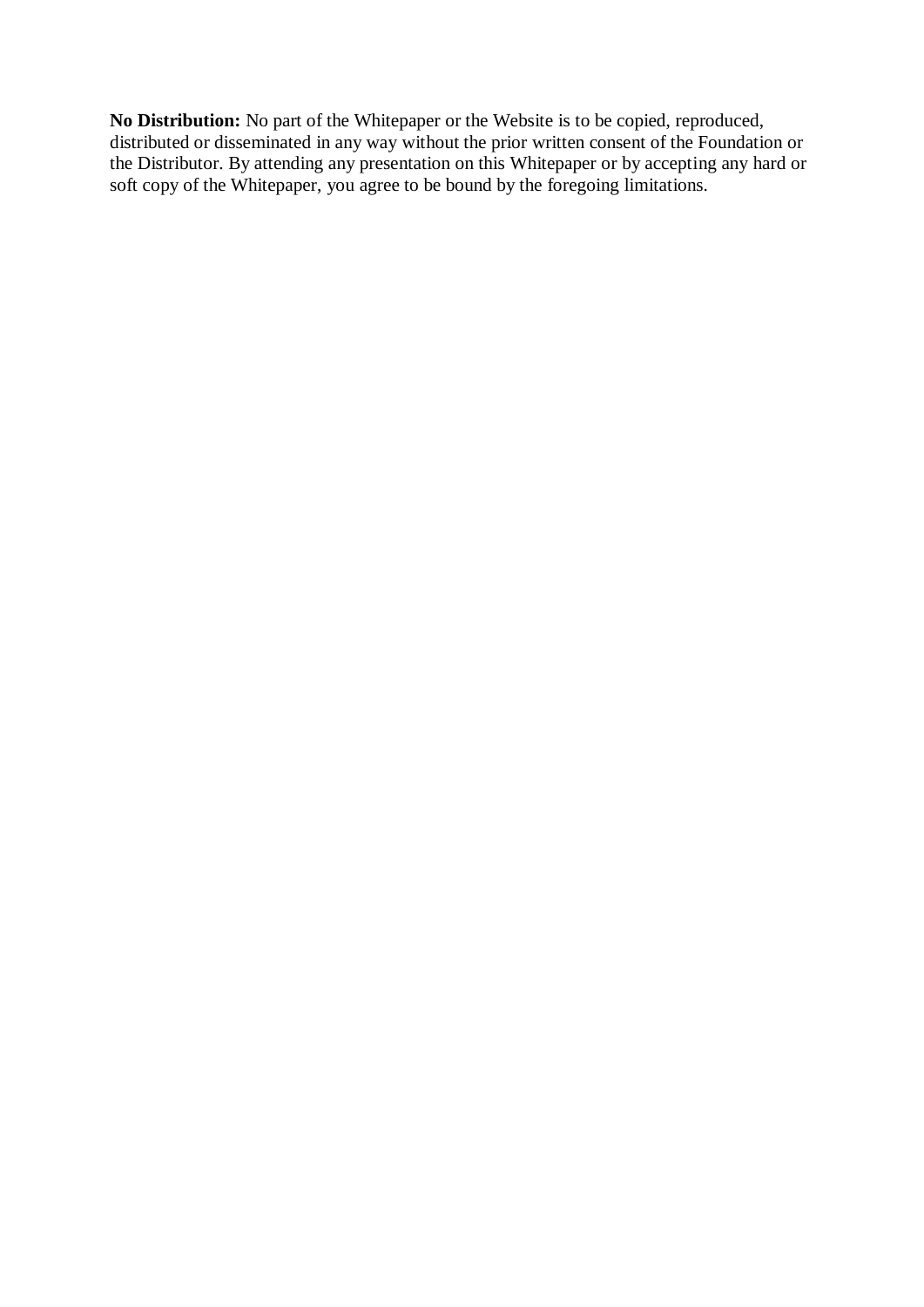**No Distribution:** No part of the Whitepaper or the Website is to be copied, reproduced, distributed or disseminated in any way without the prior written consent of the Foundation or the Distributor. By attending any presentation on this Whitepaper or by accepting any hard or soft copy of the Whitepaper, you agree to be bound by the foregoing limitations.